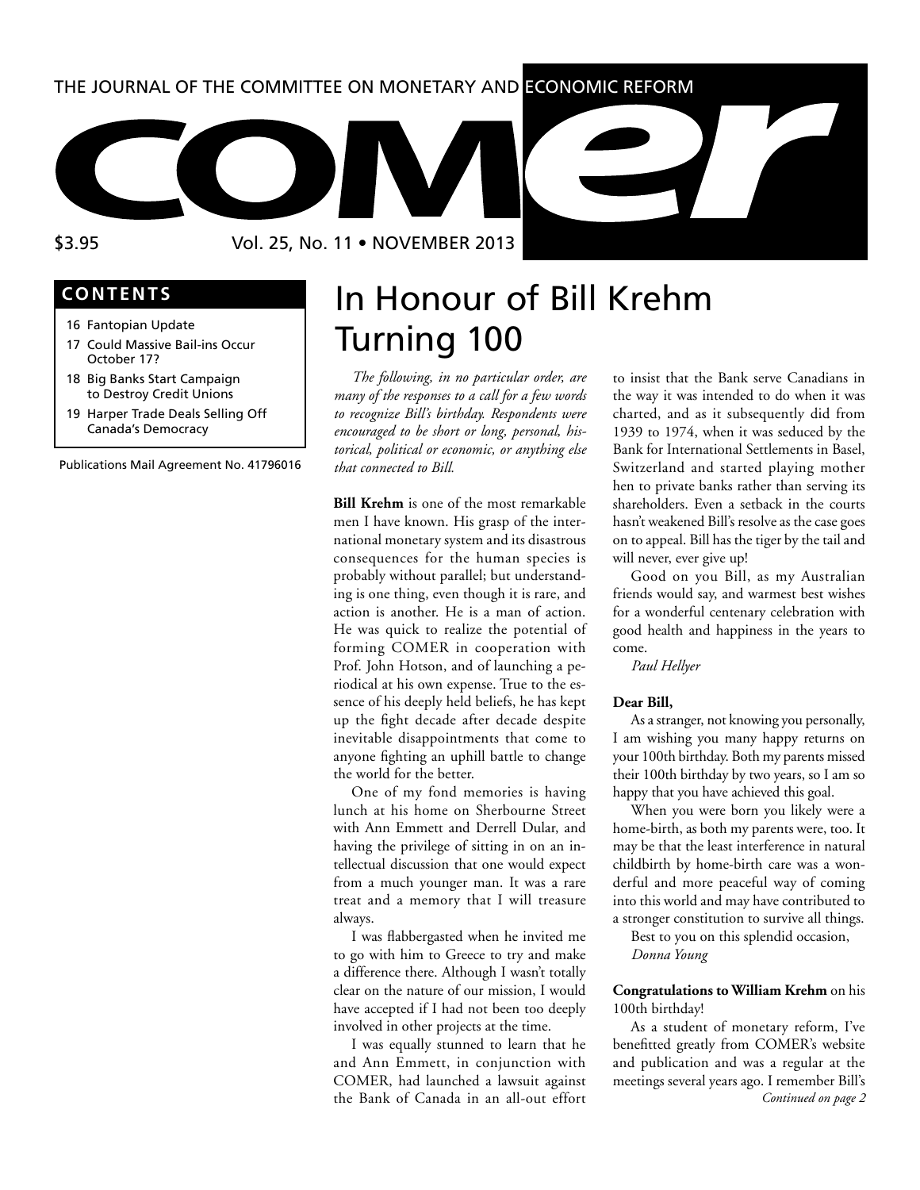THE JOURNAL OF THE COMMITTEE ON MONETARY AND ECONOMIC REFORM

# COMER

$3.95 Vol. 25, No. 11 • NOVEMBER 2013

## CONTENTS

- 16 Fantopian Update
- 17 Could Massive Bail-ins Occur October 17?
- 18 Big Banks Start Campaign to Destroy Credit Unions
- 19 Harper Trade Deals Selling Off Canada's Democracy

Publications Mail Agreement No. 41796016

# In Honour of Bill Krehm Turning 100

*The following, in no particular order, are many of the responses to a call for a few words to recognize Bill's birthday. Respondents were encouraged to be short or long, personal, historical, political or economic, or anything else that connected to Bill.*

**Bill Krehm** is one of the most remarkable men I have known. His grasp of the international monetary system and its disastrous consequences for the human species is probably without parallel; but understanding is one thing, even though it is rare, and action is another. He is a man of action. He was quick to realize the potential of forming COMER in cooperation with Prof. John Hotson, and of launching a periodical at his own expense. True to the essence of his deeply held beliefs, he has kept up the fight decade after decade despite inevitable disappointments that come to anyone fighting an uphill battle to change the world for the better.

One of my fond memories is having lunch at his home on Sherbourne Street with Ann Emmett and Derrell Dular, and having the privilege of sitting in on an intellectual discussion that one would expect from a much younger man. It was a rare treat and a memory that I will treasure always.

I was flabbergasted when he invited me to go with him to Greece to try and make a difference there. Although I wasn't totally clear on the nature of our mission, I would have accepted if I had not been too deeply involved in other projects at the time.

I was equally stunned to learn that he and Ann Emmett, in conjunction with COMER, had launched a lawsuit against the Bank of Canada in an all-out effort to insist that the Bank serve Canadians in the way it was intended to do when it was charted, and as it subsequently did from 1939 to 1974, when it was seduced by the Bank for International Settlements in Basel, Switzerland and started playing mother hen to private banks rather than serving its shareholders. Even a setback in the courts hasn't weakened Bill's resolve as the case goes on to appeal. Bill has the tiger by the tail and will never, ever give up!

Good on you Bill, as my Australian friends would say, and warmest best wishes for a wonderful centenary celebration with good health and happiness in the years to come.

*Paul Hellyer*

**Dear Bill,**

As a stranger, not knowing you personally, I am wishing you many happy returns on your 100th birthday. Both my parents missed their 100th birthday by two years, so I am so happy that you have achieved this goal.

When you were born you likely were a home-birth, as both my parents were, too. It may be that the least interference in natural childbirth by home-birth care was a wonderful and more peaceful way of coming into this world and may have contributed to a stronger constitution to survive all things.

Best to you on this splendid occasion,

*Donna Young*

**Congratulations to William Krehm** on his 100th birthday!

As a student of monetary reform, I've benefitted greatly from COMER's website and publication and was a regular at the meetings several years ago. I remember Bill's

*Continued on page 2*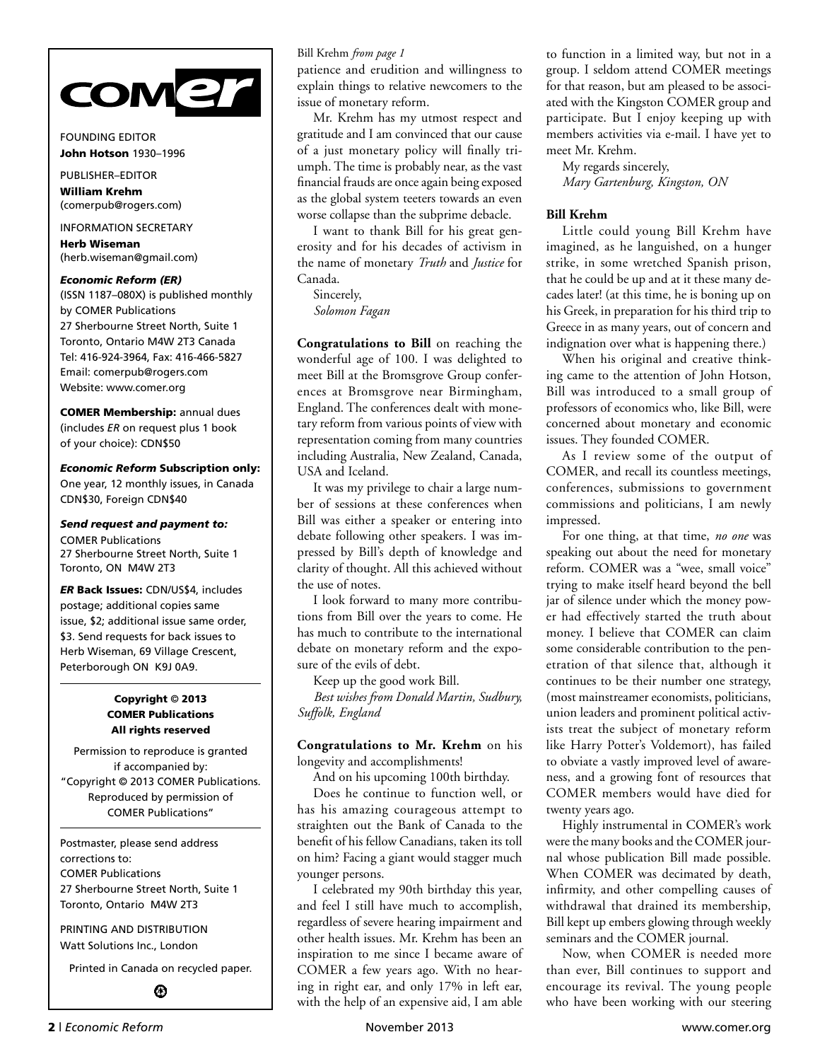# comer

FOUNDING EDITOR
**John Hotson** 1930–1996

PUBLISHER–EDITOR
**William Krehm**
(comerpub@rogers.com)

INFORMATION SECRETARY
**Herb Wiseman**
(herb.wiseman@gmail.com)

***Economic Reform (ER)***
(ISSN 1187–080X) is published monthly by COMER Publications
27 Sherbourne Street North, Suite 1
Toronto, Ontario M4W 2T3 Canada
Tel: 416-924-3964, Fax: 416-466-5827
Email: comerpub@rogers.com
Website: www.comer.org

**COMER Membership:** annual dues (includes *ER* on request plus 1 book of your choice): CDN$50

***Economic Reform* Subscription only:** One year, 12 monthly issues, in Canada CDN$30, Foreign CDN$40

***Send request and payment to:***
COMER Publications
27 Sherbourne Street North, Suite 1
Toronto, ON M4W 2T3

***ER* Back Issues:** CDN/US$4, includes postage; additional copies same issue, $2; additional issue same order, $3. Send requests for back issues to Herb Wiseman, 69 Village Crescent, Peterborough ON K9J 0A9.

**Copyright © 2013**
**COMER Publications**
**All rights reserved**

Permission to reproduce is granted if accompanied by:
"Copyright © 2013 COMER Publications. Reproduced by permission of COMER Publications"

Postmaster, please send address corrections to:
COMER Publications
27 Sherbourne Street North, Suite 1
Toronto, Ontario M4W 2T3

PRINTING AND DISTRIBUTION
Watt Solutions Inc., London

Printed in Canada on recycled paper.

---

Bill Krehm *from page 1*

patience and erudition and willingness to explain things to relative newcomers to the issue of monetary reform.

Mr. Krehm has my utmost respect and gratitude and I am convinced that our cause of a just monetary policy will finally triumph. The time is probably near, as the vast financial frauds are once again being exposed as the global system teeters towards an even worse collapse than the subprime debacle.

I want to thank Bill for his great generosity and for his decades of activism in the name of monetary *Truth* and *Justice* for Canada.

Sincerely,
*Solomon Fagan*

**Congratulations to Bill** on reaching the wonderful age of 100. I was delighted to meet Bill at the Bromsgrove Group conferences at Bromsgrove near Birmingham, England. The conferences dealt with monetary reform from various points of view with representation coming from many countries including Australia, New Zealand, Canada, USA and Iceland.

It was my privilege to chair a large number of sessions at these conferences when Bill was either a speaker or entering into debate following other speakers. I was impressed by Bill's depth of knowledge and clarity of thought. All this achieved without the use of notes.

I look forward to many more contributions from Bill over the years to come. He has much to contribute to the international debate on monetary reform and the exposure of the evils of debt.

Keep up the good work Bill.

*Best wishes from Donald Martin, Sudbury, Suffolk, England*

**Congratulations to Mr. Krehm** on his longevity and accomplishments!

And on his upcoming 100th birthday.

Does he continue to function well, or has his amazing courageous attempt to straighten out the Bank of Canada to the benefit of his fellow Canadians, taken its toll on him? Facing a giant would stagger much younger persons.

I celebrated my 90th birthday this year, and feel I still have much to accomplish, regardless of severe hearing impairment and other health issues. Mr. Krehm has been an inspiration to me since I became aware of COMER a few years ago. With no hearing in right ear, and only 17% in left ear, with the help of an expensive aid, I am able to function in a limited way, but not in a group. I seldom attend COMER meetings for that reason, but am pleased to be associated with the Kingston COMER group and participate. But I enjoy keeping up with members activities via e-mail. I have yet to meet Mr. Krehm.

My regards sincerely,
*Mary Gartenburg, Kingston, ON*

**Bill Krehm**

Little could young Bill Krehm have imagined, as he languished, on a hunger strike, in some wretched Spanish prison, that he could be up and at it these many decades later! (at this time, he is boning up on his Greek, in preparation for his third trip to Greece in as many years, out of concern and indignation over what is happening there.)

When his original and creative thinking came to the attention of John Hotson, Bill was introduced to a small group of professors of economics who, like Bill, were concerned about monetary and economic issues. They founded COMER.

As I review some of the output of COMER, and recall its countless meetings, conferences, submissions to government commissions and politicians, I am newly impressed.

For one thing, at that time, *no one* was speaking out about the need for monetary reform. COMER was a "wee, small voice" trying to make itself heard beyond the bell jar of silence under which the money power had effectively started the truth about money. I believe that COMER can claim some considerable contribution to the penetration of that silence that, although it continues to be their number one strategy, (most mainstreamer economists, politicians, union leaders and prominent political activists treat the subject of monetary reform like Harry Potter's Voldemort), has failed to obviate a vastly improved level of awareness, and a growing font of resources that COMER members would have died for twenty years ago.

Highly instrumental in COMER's work were the many books and the COMER journal whose publication Bill made possible. When COMER was decimated by death, infirmity, and other compelling causes of withdrawal that drained its membership, Bill kept up embers glowing through weekly seminars and the COMER journal.

Now, when COMER is needed more than ever, Bill continues to support and encourage its revival. The young people who have been working with our steering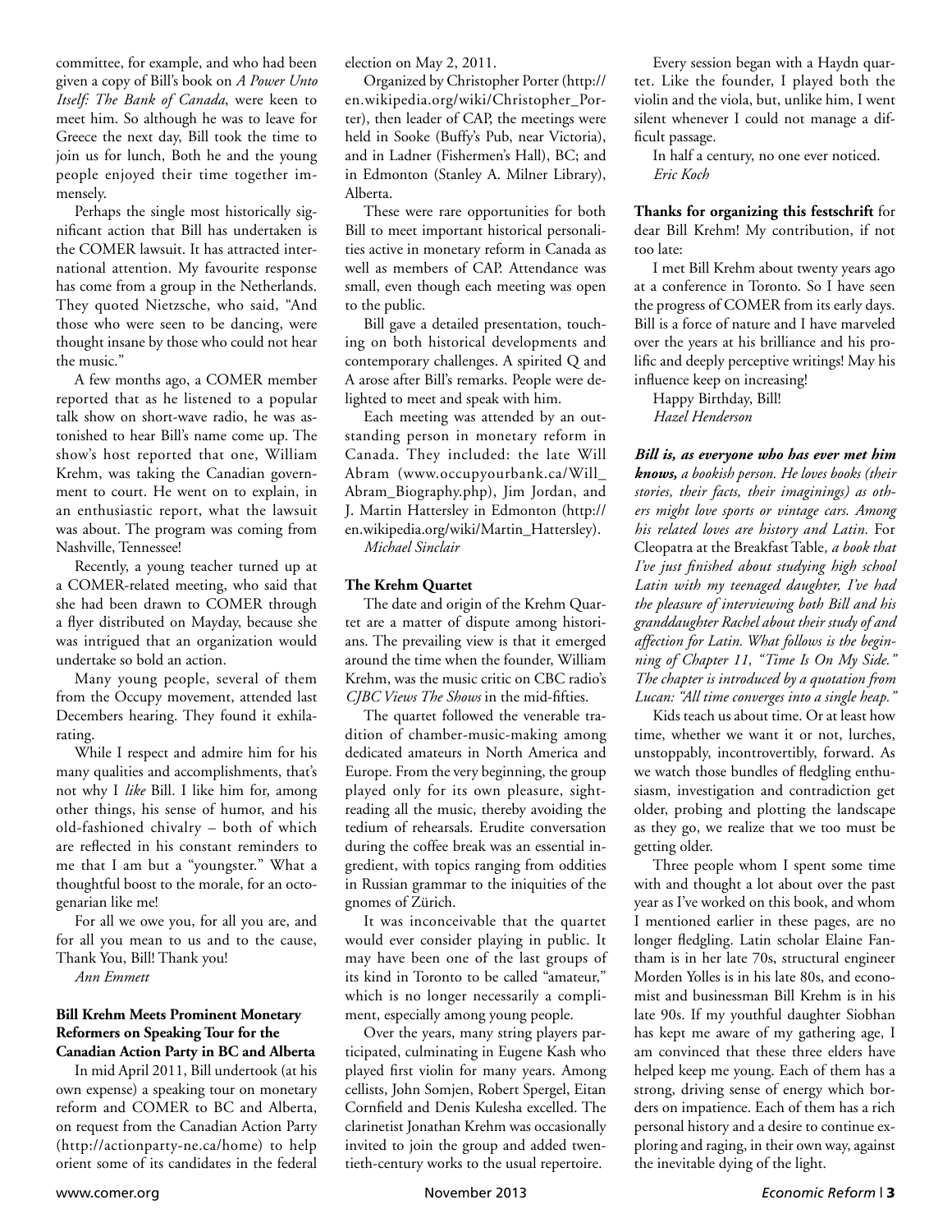committee, for example, and who had been given a copy of Bill's book on *A Power Unto Itself: The Bank of Canada*, were keen to meet him. So although he was to leave for Greece the next day, Bill took the time to join us for lunch, Both he and the young people enjoyed their time together immensely.

Perhaps the single most historically significant action that Bill has undertaken is the COMER lawsuit. It has attracted international attention. My favourite response has come from a group in the Netherlands. They quoted Nietzsche, who said, "And those who were seen to be dancing, were thought insane by those who could not hear the music."

A few months ago, a COMER member reported that as he listened to a popular talk show on short-wave radio, he was astonished to hear Bill's name come up. The show's host reported that one, William Krehm, was taking the Canadian government to court. He went on to explain, in an enthusiastic report, what the lawsuit was about. The program was coming from Nashville, Tennessee!

Recently, a young teacher turned up at a COMER-related meeting, who said that she had been drawn to COMER through a flyer distributed on Mayday, because she was intrigued that an organization would undertake so bold an action.

Many young people, several of them from the Occupy movement, attended last Decembers hearing. They found it exhilarating.

While I respect and admire him for his many qualities and accomplishments, that's not why I *like* Bill. I like him for, among other things, his sense of humor, and his old-fashioned chivalry – both of which are reflected in his constant reminders to me that I am but a "youngster." What a thoughtful boost to the morale, for an octogenarian like me!

For all we owe you, for all you are, and for all you mean to us and to the cause, Thank You, Bill! Thank you!

*Ann Emmett*

**Bill Krehm Meets Prominent Monetary Reformers on Speaking Tour for the Canadian Action Party in BC and Alberta**

In mid April 2011, Bill undertook (at his own expense) a speaking tour on monetary reform and COMER to BC and Alberta, on request from the Canadian Action Party (http://actionparty-ne.ca/home) to help orient some of its candidates in the federal election on May 2, 2011.

Organized by Christopher Porter (http://en.wikipedia.org/wiki/Christopher_Porter), then leader of CAP, the meetings were held in Sooke (Buffy's Pub, near Victoria), and in Ladner (Fishermen's Hall), BC; and in Edmonton (Stanley A. Milner Library), Alberta.

These were rare opportunities for both Bill to meet important historical personalities active in monetary reform in Canada as well as members of CAP. Attendance was small, even though each meeting was open to the public.

Bill gave a detailed presentation, touching on both historical developments and contemporary challenges. A spirited Q and A arose after Bill's remarks. People were delighted to meet and speak with him.

Each meeting was attended by an outstanding person in monetary reform in Canada. They included: the late Will Abram (www.occupyourbank.ca/Will_Abram_Biography.php), Jim Jordan, and J. Martin Hattersley in Edmonton (http://en.wikipedia.org/wiki/Martin_Hattersley).

*Michael Sinclair*

**The Krehm Quartet**

The date and origin of the Krehm Quartet are a matter of dispute among historians. The prevailing view is that it emerged around the time when the founder, William Krehm, was the music critic on CBC radio's *CJBC Views The Shows* in the mid-fifties.

The quartet followed the venerable tradition of chamber-music-making among dedicated amateurs in North America and Europe. From the very beginning, the group played only for its own pleasure, sight-reading all the music, thereby avoiding the tedium of rehearsals. Erudite conversation during the coffee break was an essential ingredient, with topics ranging from oddities in Russian grammar to the iniquities of the gnomes of Zürich.

It was inconceivable that the quartet would ever consider playing in public. It may have been one of the last groups of its kind in Toronto to be called "amateur," which is no longer necessarily a compliment, especially among young people.

Over the years, many string players participated, culminating in Eugene Kash who played first violin for many years. Among cellists, John Somjen, Robert Spergel, Eitan Cornfield and Denis Kulesha excelled. The clarinetist Jonathan Krehm was occasionally invited to join the group and added twentieth-century works to the usual repertoire.

Every session began with a Haydn quartet. Like the founder, I played both the violin and the viola, but, unlike him, I went silent whenever I could not manage a difficult passage.

In half a century, no one ever noticed.

*Eric Koch*

**Thanks for organizing this festschrift** for dear Bill Krehm! My contribution, if not too late:

I met Bill Krehm about twenty years ago at a conference in Toronto. So I have seen the progress of COMER from its early days. Bill is a force of nature and I have marveled over the years at his brilliance and his prolific and deeply perceptive writings! May his influence keep on increasing!

Happy Birthday, Bill!

*Hazel Henderson*

***Bill is, as everyone who has ever met him knows,*** *a bookish person. He loves books (their stories, their facts, their imaginings) as others might love sports or vintage cars. Among his related loves are history and Latin.* For Cleopatra at the Breakfast Table*, a book that I've just finished about studying high school Latin with my teenaged daughter, I've had the pleasure of interviewing both Bill and his granddaughter Rachel about their study of and affection for Latin. What follows is the beginning of Chapter 11, "Time Is On My Side." The chapter is introduced by a quotation from Lucan: "All time converges into a single heap."*

Kids teach us about time. Or at least how time, whether we want it or not, lurches, unstoppably, incontrovertibly, forward. As we watch those bundles of fledgling enthusiasm, investigation and contradiction get older, probing and plotting the landscape as they go, we realize that we too must be getting older.

Three people whom I spent some time with and thought a lot about over the past year as I've worked on this book, and whom I mentioned earlier in these pages, are no longer fledgling. Latin scholar Elaine Fantham is in her late 70s, structural engineer Morden Yolles is in his late 80s, and economist and businessman Bill Krehm is in his late 90s. If my youthful daughter Siobhan has kept me aware of my gathering age, I am convinced that these three elders have helped keep me young. Each of them has a strong, driving sense of energy which borders on impatience. Each of them has a rich personal history and a desire to continue exploring and raging, in their own way, against the inevitable dying of the light.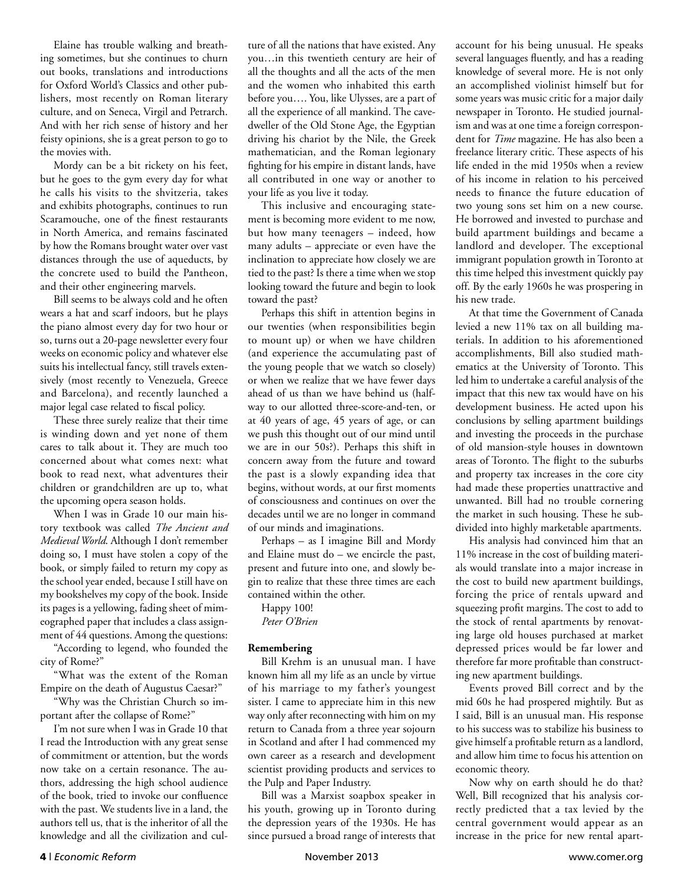Elaine has trouble walking and breathing sometimes, but she continues to churn out books, translations and introductions for Oxford World's Classics and other publishers, most recently on Roman literary culture, and on Seneca, Virgil and Petrarch. And with her rich sense of history and her feisty opinions, she is a great person to go to the movies with.

Mordy can be a bit rickety on his feet, but he goes to the gym every day for what he calls his visits to the shvitzeria, takes and exhibits photographs, continues to run Scaramouche, one of the finest restaurants in North America, and remains fascinated by how the Romans brought water over vast distances through the use of aqueducts, by the concrete used to build the Pantheon, and their other engineering marvels.

Bill seems to be always cold and he often wears a hat and scarf indoors, but he plays the piano almost every day for two hour or so, turns out a 20-page newsletter every four weeks on economic policy and whatever else suits his intellectual fancy, still travels extensively (most recently to Venezuela, Greece and Barcelona), and recently launched a major legal case related to fiscal policy.

These three surely realize that their time is winding down and yet none of them cares to talk about it. They are much too concerned about what comes next: what book to read next, what adventures their children or grandchildren are up to, what the upcoming opera season holds.

When I was in Grade 10 our main history textbook was called *The Ancient and Medieval World*. Although I don't remember doing so, I must have stolen a copy of the book, or simply failed to return my copy as the school year ended, because I still have on my bookshelves my copy of the book. Inside its pages is a yellowing, fading sheet of mimeographed paper that includes a class assignment of 44 questions. Among the questions:

"According to legend, who founded the city of Rome?"

"What was the extent of the Roman Empire on the death of Augustus Caesar?"

"Why was the Christian Church so important after the collapse of Rome?"

I'm not sure when I was in Grade 10 that I read the Introduction with any great sense of commitment or attention, but the words now take on a certain resonance. The authors, addressing the high school audience of the book, tried to invoke our confluence with the past. We students live in a land, the authors tell us, that is the inheritor of all the knowledge and all the civilization and culture of all the nations that have existed. Any you…in this twentieth century are heir of all the thoughts and all the acts of the men and the women who inhabited this earth before you…. You, like Ulysses, are a part of all the experience of all mankind. The cave-dweller of the Old Stone Age, the Egyptian driving his chariot by the Nile, the Greek mathematician, and the Roman legionary fighting for his empire in distant lands, have all contributed in one way or another to your life as you live it today.

This inclusive and encouraging statement is becoming more evident to me now, but how many teenagers – indeed, how many adults – appreciate or even have the inclination to appreciate how closely we are tied to the past? Is there a time when we stop looking toward the future and begin to look toward the past?

Perhaps this shift in attention begins in our twenties (when responsibilities begin to mount up) or when we have children (and experience the accumulating past of the young people that we watch so closely) or when we realize that we have fewer days ahead of us than we have behind us (halfway to our allotted three-score-and-ten, or at 40 years of age, 45 years of age, or can we push this thought out of our mind until we are in our 50s?). Perhaps this shift in concern away from the future and toward the past is a slowly expanding idea that begins, without words, at our first moments of consciousness and continues on over the decades until we are no longer in command of our minds and imaginations.

Perhaps – as I imagine Bill and Mordy and Elaine must do – we encircle the past, present and future into one, and slowly begin to realize that these three times are each contained within the other.

Happy 100!
*Peter O'Brien*

**Remembering**

Bill Krehm is an unusual man. I have known him all my life as an uncle by virtue of his marriage to my father's youngest sister. I came to appreciate him in this new way only after reconnecting with him on my return to Canada from a three year sojourn in Scotland and after I had commenced my own career as a research and development scientist providing products and services to the Pulp and Paper Industry.

Bill was a Marxist soapbox speaker in his youth, growing up in Toronto during the depression years of the 1930s. He has since pursued a broad range of interests that account for his being unusual. He speaks several languages fluently, and has a reading knowledge of several more. He is not only an accomplished violinist himself but for some years was music critic for a major daily newspaper in Toronto. He studied journalism and was at one time a foreign correspondent for *Time* magazine. He has also been a freelance literary critic. These aspects of his life ended in the mid 1950s when a review of his income in relation to his perceived needs to finance the future education of two young sons set him on a new course. He borrowed and invested to purchase and build apartment buildings and became a landlord and developer. The exceptional immigrant population growth in Toronto at this time helped this investment quickly pay off. By the early 1960s he was prospering in his new trade.

At that time the Government of Canada levied a new 11% tax on all building materials. In addition to his aforementioned accomplishments, Bill also studied mathematics at the University of Toronto. This led him to undertake a careful analysis of the impact that this new tax would have on his development business. He acted upon his conclusions by selling apartment buildings and investing the proceeds in the purchase of old mansion-style houses in downtown areas of Toronto. The flight to the suburbs and property tax increases in the core city had made these properties unattractive and unwanted. Bill had no trouble cornering the market in such housing. These he subdivided into highly marketable apartments.

His analysis had convinced him that an 11% increase in the cost of building materials would translate into a major increase in the cost to build new apartment buildings, forcing the price of rentals upward and squeezing profit margins. The cost to add to the stock of rental apartments by renovating large old houses purchased at market depressed prices would be far lower and therefore far more profitable than constructing new apartment buildings.

Events proved Bill correct and by the mid 60s he had prospered mightily. But as I said, Bill is an unusual man. His response to his success was to stabilize his business to give himself a profitable return as a landlord, and allow him time to focus his attention on economic theory.

Now why on earth should he do that? Well, Bill recognized that his analysis correctly predicted that a tax levied by the central government would appear as an increase in the price for new rental apart-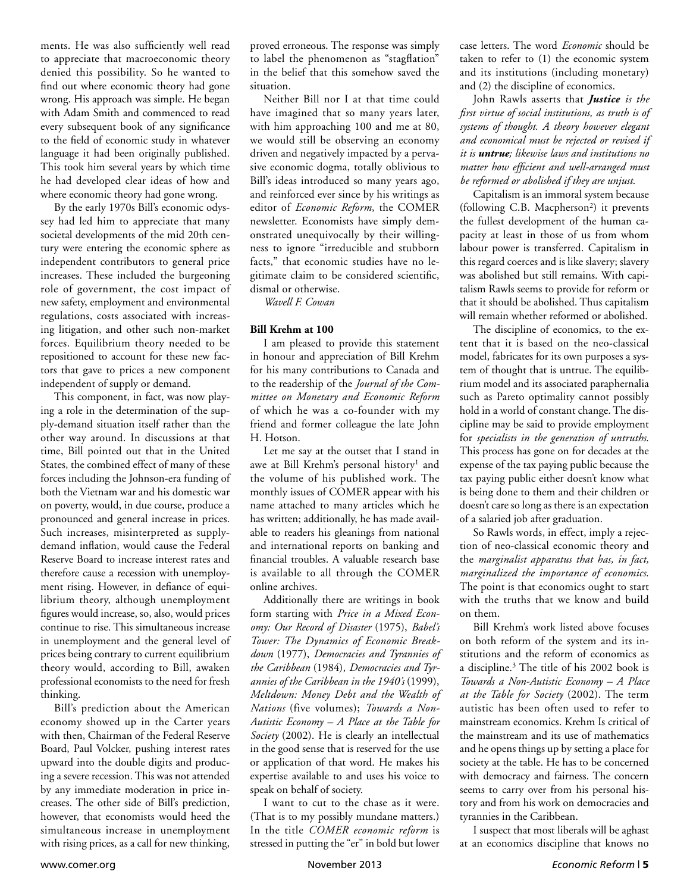ments. He was also sufficiently well read to appreciate that macroeconomic theory denied this possibility. So he wanted to find out where economic theory had gone wrong. His approach was simple. He began with Adam Smith and commenced to read every subsequent book of any significance to the field of economic study in whatever language it had been originally published. This took him several years by which time he had developed clear ideas of how and where economic theory had gone wrong.

By the early 1970s Bill's economic odyssey had led him to appreciate that many societal developments of the mid 20th century were entering the economic sphere as independent contributors to general price increases. These included the burgeoning role of government, the cost impact of new safety, employment and environmental regulations, costs associated with increasing litigation, and other such non-market forces. Equilibrium theory needed to be repositioned to account for these new factors that gave to prices a new component independent of supply or demand.

This component, in fact, was now playing a role in the determination of the supply-demand situation itself rather than the other way around. In discussions at that time, Bill pointed out that in the United States, the combined effect of many of these forces including the Johnson-era funding of both the Vietnam war and his domestic war on poverty, would, in due course, produce a pronounced and general increase in prices. Such increases, misinterpreted as supply-demand inflation, would cause the Federal Reserve Board to increase interest rates and therefore cause a recession with unemployment rising. However, in defiance of equilibrium theory, although unemployment figures would increase, so, also, would prices continue to rise. This simultaneous increase in unemployment and the general level of prices being contrary to current equilibrium theory would, according to Bill, awaken professional economists to the need for fresh thinking.

Bill's prediction about the American economy showed up in the Carter years with then, Chairman of the Federal Reserve Board, Paul Volcker, pushing interest rates upward into the double digits and producing a severe recession. This was not attended by any immediate moderation in price increases. The other side of Bill's prediction, however, that economists would heed the simultaneous increase in unemployment with rising prices, as a call for new thinking, proved erroneous. The response was simply to label the phenomenon as "stagflation" in the belief that this somehow saved the situation.

Neither Bill nor I at that time could have imagined that so many years later, with him approaching 100 and me at 80, we would still be observing an economy driven and negatively impacted by a pervasive economic dogma, totally oblivious to Bill's ideas introduced so many years ago, and reinforced ever since by his writings as editor of *Economic Reform*, the COMER newsletter. Economists have simply demonstrated unequivocally by their willingness to ignore "irreducible and stubborn facts," that economic studies have no legitimate claim to be considered scientific, dismal or otherwise.

*Wavell F. Cowan*

### Bill Krehm at 100

I am pleased to provide this statement in honour and appreciation of Bill Krehm for his many contributions to Canada and to the readership of the *Journal of the Committee on Monetary and Economic Reform* of which he was a co-founder with my friend and former colleague the late John H. Hotson.

Let me say at the outset that I stand in awe at Bill Krehm's personal history[1] and the volume of his published work. The monthly issues of COMER appear with his name attached to many articles which he has written; additionally, he has made available to readers his gleanings from national and international reports on banking and financial troubles. A valuable research base is available to all through the COMER online archives.

Additionally there are writings in book form starting with *Price in a Mixed Economy: Our Record of Disaster* (1975), *Babel's Tower: The Dynamics of Economic Breakdown* (1977), *Democracies and Tyrannies of the Caribbean* (1984), *Democracies and Tyrannies of the Caribbean in the 1940's* (1999), *Meltdown: Money Debt and the Wealth of Nations* (five volumes); *Towards a Non-Autistic Economy – A Place at the Table for Society* (2002). He is clearly an intellectual in the good sense that is reserved for the use or application of that word. He makes his expertise available to and uses his voice to speak on behalf of society.

I want to cut to the chase as it were. (That is to my possibly mundane matters.) In the title *COMER economic reform* is stressed in putting the "er" in bold but lower case letters. The word *Economic* should be taken to refer to (1) the economic system and its institutions (including monetary) and (2) the discipline of economics.

John Rawls asserts that ***Justice*** *is the first virtue of social institutions, as truth is of systems of thought. A theory however elegant and economical must be rejected or revised if it is* ***untrue****; likewise laws and institutions no matter how efficient and well-arranged must be reformed or abolished if they are unjust.*

Capitalism is an immoral system because (following C.B. Macpherson[2]) it prevents the fullest development of the human capacity at least in those of us from whom labour power is transferred. Capitalism in this regard coerces and is like slavery; slavery was abolished but still remains. With capitalism Rawls seems to provide for reform or that it should be abolished. Thus capitalism will remain whether reformed or abolished.

The discipline of economics, to the extent that it is based on the neo-classical model, fabricates for its own purposes a system of thought that is untrue. The equilibrium model and its associated paraphernalia such as Pareto optimality cannot possibly hold in a world of constant change. The discipline may be said to provide employment for *specialists in the generation of untruths*. This process has gone on for decades at the expense of the tax paying public because the tax paying public either doesn't know what is being done to them and their children or doesn't care so long as there is an expectation of a salaried job after graduation.

So Rawls words, in effect, imply a rejection of neo-classical economic theory and the *marginalist apparatus that has, in fact, marginalized the importance of economics*. The point is that economics ought to start with the truths that we know and build on them.

Bill Krehm's work listed above focuses on both reform of the system and its institutions and the reform of economics as a discipline.[3] The title of his 2002 book is *Towards a Non-Autistic Economy – A Place at the Table for Society* (2002). The term autistic has been often used to refer to mainstream economics. Krehm Is critical of the mainstream and its use of mathematics and he opens things up by setting a place for society at the table. He has to be concerned with democracy and fairness. The concern seems to carry over from his personal history and from his work on democracies and tyrannies in the Caribbean.

I suspect that most liberals will be aghast at an economics discipline that knows no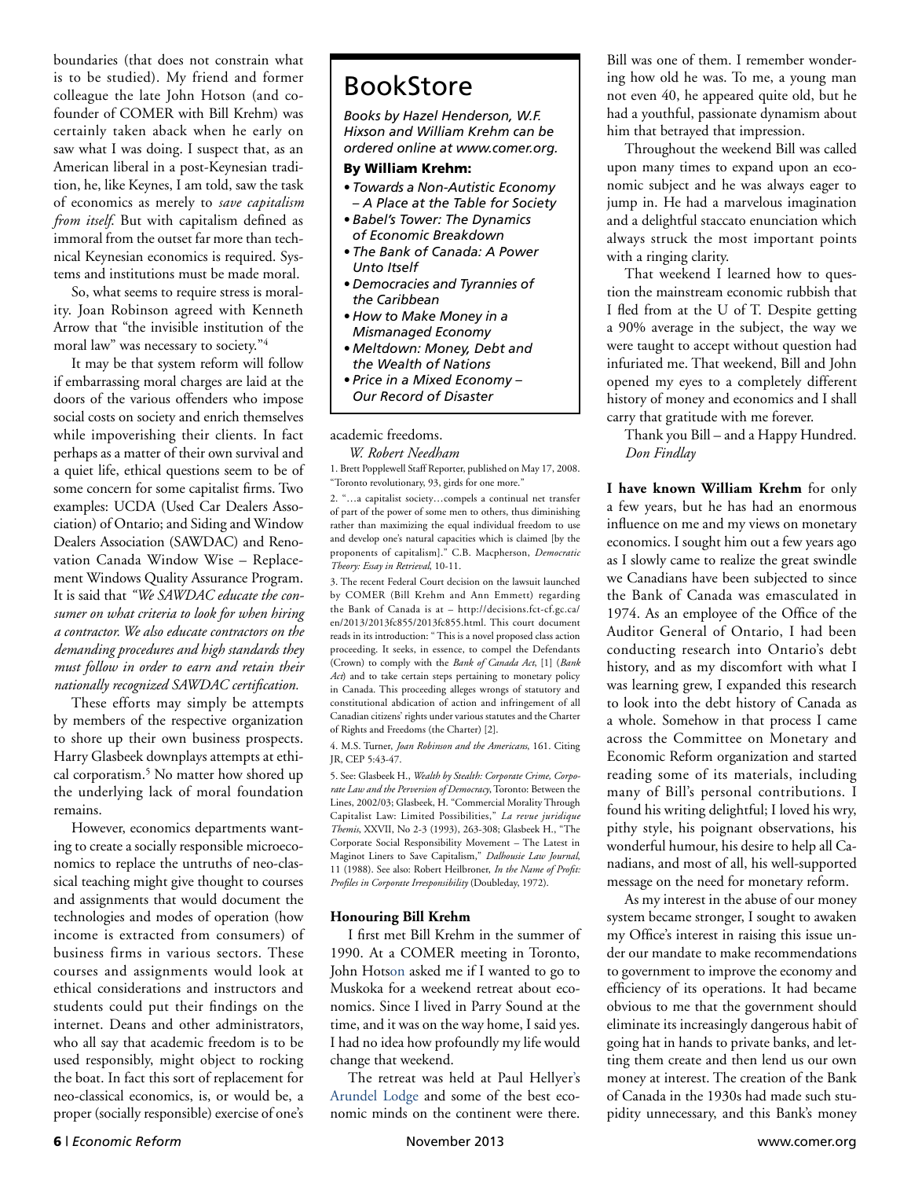boundaries (that does not constrain what is to be studied). My friend and former colleague the late John Hotson (and co-founder of COMER with Bill Krehm) was certainly taken aback when he early on saw what I was doing. I suspect that, as an American liberal in a post-Keynesian tradition, he, like Keynes, I am told, saw the task of economics as merely to *save capitalism from itself.* But with capitalism defined as immoral from the outset far more than technical Keynesian economics is required. Systems and institutions must be made moral.

So, what seems to require stress is morality. Joan Robinson agreed with Kenneth Arrow that "the invisible institution of the moral law" was necessary to society."[4]

It may be that system reform will follow if embarrassing moral charges are laid at the doors of the various offenders who impose social costs on society and enrich themselves while impoverishing their clients. In fact perhaps as a matter of their own survival and a quiet life, ethical questions seem to be of some concern for some capitalist firms. Two examples: UCDA (Used Car Dealers Association) of Ontario; and Siding and Window Dealers Association (SAWDAC) and Renovation Canada Window Wise – Replacement Windows Quality Assurance Program. It is said that *"We SAWDAC educate the consumer on what criteria to look for when hiring a contractor. We also educate contractors on the demanding procedures and high standards they must follow in order to earn and retain their nationally recognized SAWDAC certification.*

These efforts may simply be attempts by members of the respective organization to shore up their own business prospects. Harry Glasbeek downplays attempts at ethical corporatism.[5] No matter how shored up the underlying lack of moral foundation remains.

However, economics departments wanting to create a socially responsible microeconomics to replace the untruths of neo-classical teaching might give thought to courses and assignments that would document the technologies and modes of operation (how income is extracted from consumers) of business firms in various sectors. These courses and assignments would look at ethical considerations and instructors and students could put their findings on the internet. Deans and other administrators, who all say that academic freedom is to be used responsibly, might object to rocking the boat. In fact this sort of replacement for neo-classical economics, is, or would be, a proper (socially responsible) exercise of one's academic freedoms.

*W. Robert Needham*

1. Brett Popplewell Staff Reporter, published on May 17, 2008. "Toronto revolutionary, 93, girds for one more."

2. "…a capitalist society…compels a continual net transfer of part of the power of some men to others, thus diminishing rather than maximizing the equal individual freedom to use and develop one's natural capacities which is claimed [by the proponents of capitalism]." C.B. Macpherson, *Democratic Theory: Essay in Retrieval*, 10-11.

3. The recent Federal Court decision on the lawsuit launched by COMER (Bill Krehm and Ann Emmett) regarding the Bank of Canada is at – http://decisions.fct-cf.gc.ca/en/2013/2013fc855/2013fc855.html. This court document reads in its introduction: " This is a novel proposed class action proceeding. It seeks, in essence, to compel the Defendants (Crown) to comply with the *Bank of Canada Act*, [1] (*Bank Act*) and to take certain steps pertaining to monetary policy in Canada. This proceeding alleges wrongs of statutory and constitutional abdication of action and infringement of all Canadian citizens' rights under various statutes and the Charter of Rights and Freedoms (the Charter) [2].

4. M.S. Turner, *Joan Robinson and the Americans*, 161. Citing JR, CEP 5:43-47.

5. See: Glasbeek H., *Wealth by Stealth: Corporate Crime, Corporate Law and the Perversion of Democracy*, Toronto: Between the Lines, 2002/03; Glasbeek, H. "Commercial Morality Through Capitalist Law: Limited Possibilities," *La revue juridique Themis*, XXVII, No 2-3 (1993), 263-308; Glasbeek H., "The Corporate Social Responsibility Movement – The Latest in Maginot Liners to Save Capitalism," *Dalhousie Law Journal*, 11 (1988). See also: Robert Heilbroner, *In the Name of Profit: Profiles in Corporate Irresponsibility* (Doubleday, 1972).

## BookStore

*Books by Hazel Henderson, W.F. Hixson and William Krehm can be ordered online at www.comer.org.*

**By William Krehm:**

- *Towards a Non-Autistic Economy – A Place at the Table for Society*
- *Babel's Tower: The Dynamics of Economic Breakdown*
- *The Bank of Canada: A Power Unto Itself*
- *Democracies and Tyrannies of the Caribbean*
- *How to Make Money in a Mismanaged Economy*
- *Meltdown: Money, Debt and the Wealth of Nations*
- *Price in a Mixed Economy – Our Record of Disaster*

### Honouring Bill Krehm

I first met Bill Krehm in the summer of 1990. At a COMER meeting in Toronto, John Hotson asked me if I wanted to go to Muskoka for a weekend retreat about economics. Since I lived in Parry Sound at the time, and it was on the way home, I said yes. I had no idea how profoundly my life would change that weekend.

The retreat was held at Paul Hellyer's Arundel Lodge and some of the best economic minds on the continent were there. Bill was one of them. I remember wondering how old he was. To me, a young man not even 40, he appeared quite old, but he had a youthful, passionate dynamism about him that betrayed that impression.

Throughout the weekend Bill was called upon many times to expand upon an economic subject and he was always eager to jump in. He had a marvelous imagination and a delightful staccato enunciation which always struck the most important points with a ringing clarity.

That weekend I learned how to question the mainstream economic rubbish that I fled from at the U of T. Despite getting a 90% average in the subject, the way we were taught to accept without question had infuriated me. That weekend, Bill and John opened my eyes to a completely different history of money and economics and I shall carry that gratitude with me forever.

Thank you Bill – and a Happy Hundred.
*Don Findlay*

**I have known William Krehm** for only a few years, but he has had an enormous influence on me and my views on monetary economics. I sought him out a few years ago as I slowly came to realize the great swindle we Canadians have been subjected to since the Bank of Canada was emasculated in 1974. As an employee of the Office of the Auditor General of Ontario, I had been conducting research into Ontario's debt history, and as my discomfort with what I was learning grew, I expanded this research to look into the debt history of Canada as a whole. Somehow in that process I came across the Committee on Monetary and Economic Reform organization and started reading some of its materials, including many of Bill's personal contributions. I found his writing delightful; I loved his wry, pithy style, his poignant observations, his wonderful humour, his desire to help all Canadians, and most of all, his well-supported message on the need for monetary reform.

As my interest in the abuse of our money system became stronger, I sought to awaken my Office's interest in raising this issue under our mandate to make recommendations to government to improve the economy and efficiency of its operations. It had became obvious to me that the government should eliminate its increasingly dangerous habit of going hat in hands to private banks, and letting them create and then lend us our own money at interest. The creation of the Bank of Canada in the 1930s had made such stupidity unnecessary, and this Bank's money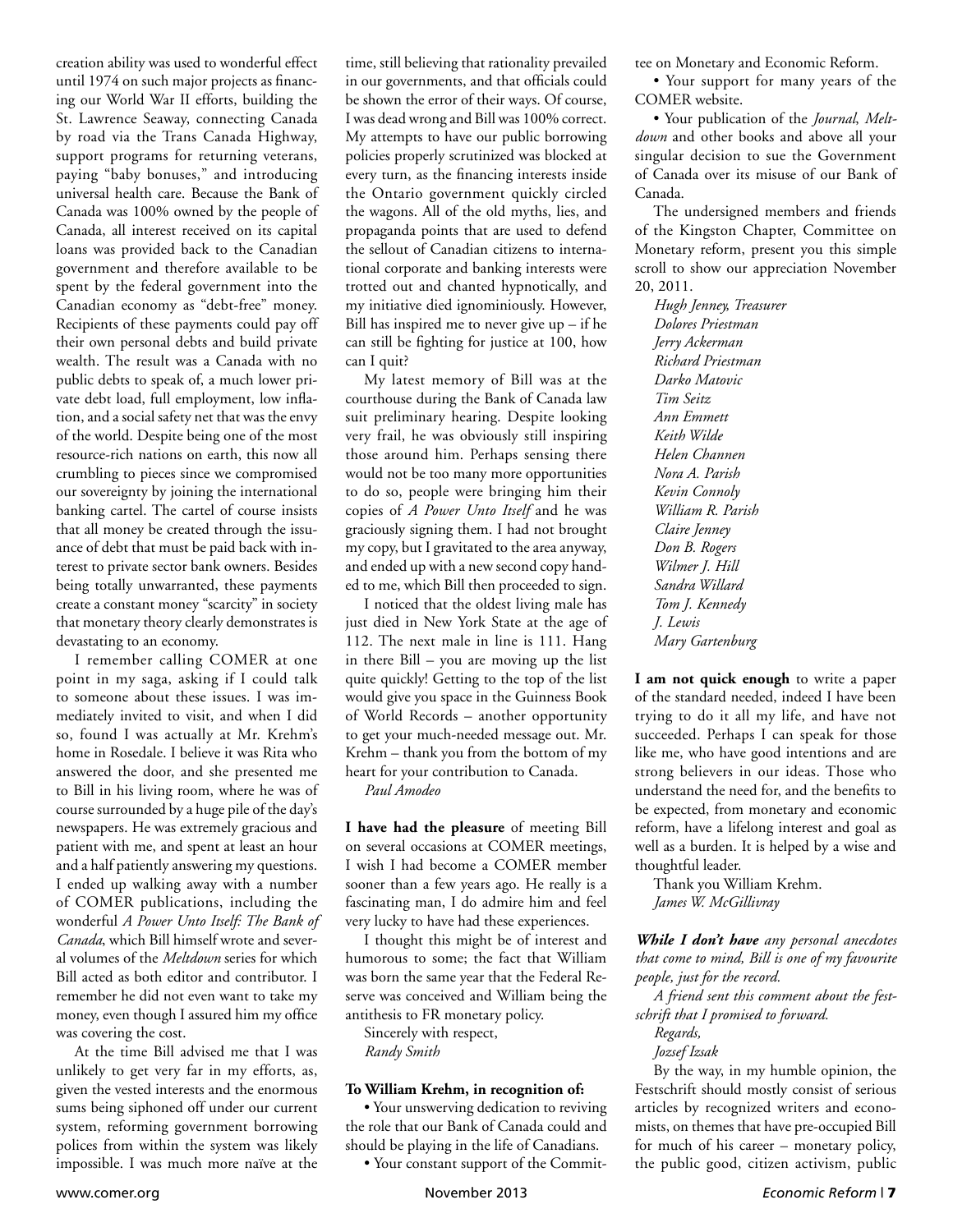creation ability was used to wonderful effect until 1974 on such major projects as financing our World War II efforts, building the St. Lawrence Seaway, connecting Canada by road via the Trans Canada Highway, support programs for returning veterans, paying "baby bonuses," and introducing universal health care. Because the Bank of Canada was 100% owned by the people of Canada, all interest received on its capital loans was provided back to the Canadian government and therefore available to be spent by the federal government into the Canadian economy as "debt-free" money. Recipients of these payments could pay off their own personal debts and build private wealth. The result was a Canada with no public debts to speak of, a much lower private debt load, full employment, low inflation, and a social safety net that was the envy of the world. Despite being one of the most resource-rich nations on earth, this now all crumbling to pieces since we compromised our sovereignty by joining the international banking cartel. The cartel of course insists that all money be created through the issuance of debt that must be paid back with interest to private sector bank owners. Besides being totally unwarranted, these payments create a constant money "scarcity" in society that monetary theory clearly demonstrates is devastating to an economy.

I remember calling COMER at one point in my saga, asking if I could talk to someone about these issues. I was immediately invited to visit, and when I did so, found I was actually at Mr. Krehm's home in Rosedale. I believe it was Rita who answered the door, and she presented me to Bill in his living room, where he was of course surrounded by a huge pile of the day's newspapers. He was extremely gracious and patient with me, and spent at least an hour and a half patiently answering my questions. I ended up walking away with a number of COMER publications, including the wonderful *A Power Unto Itself: The Bank of Canada*, which Bill himself wrote and several volumes of the *Meltdown* series for which Bill acted as both editor and contributor. I remember he did not even want to take my money, even though I assured him my office was covering the cost.

At the time Bill advised me that I was unlikely to get very far in my efforts, as, given the vested interests and the enormous sums being siphoned off under our current system, reforming government borrowing polices from within the system was likely impossible. I was much more naïve at the time, still believing that rationality prevailed in our governments, and that officials could be shown the error of their ways. Of course, I was dead wrong and Bill was 100% correct. My attempts to have our public borrowing policies properly scrutinized was blocked at every turn, as the financing interests inside the Ontario government quickly circled the wagons. All of the old myths, lies, and propaganda points that are used to defend the sellout of Canadian citizens to international corporate and banking interests were trotted out and chanted hypnotically, and my initiative died ignominiously. However, Bill has inspired me to never give up – if he can still be fighting for justice at 100, how can I quit?

My latest memory of Bill was at the courthouse during the Bank of Canada law suit preliminary hearing. Despite looking very frail, he was obviously still inspiring those around him. Perhaps sensing there would not be too many more opportunities to do so, people were bringing him their copies of *A Power Unto Itself* and he was graciously signing them. I had not brought my copy, but I gravitated to the area anyway, and ended up with a new second copy handed to me, which Bill then proceeded to sign.

I noticed that the oldest living male has just died in New York State at the age of 112. The next male in line is 111. Hang in there Bill – you are moving up the list quite quickly! Getting to the top of the list would give you space in the Guinness Book of World Records – another opportunity to get your much-needed message out. Mr. Krehm – thank you from the bottom of my heart for your contribution to Canada.

*Paul Amodeo*

**I have had the pleasure** of meeting Bill on several occasions at COMER meetings, I wish I had become a COMER member sooner than a few years ago. He really is a fascinating man, I do admire him and feel very lucky to have had these experiences.

I thought this might be of interest and humorous to some; the fact that William was born the same year that the Federal Reserve was conceived and William being the antithesis to FR monetary policy.

Sincerely with respect,
*Randy Smith*

**To William Krehm, in recognition of:**

- Your unswerving dedication to reviving the role that our Bank of Canada could and should be playing in the life of Canadians.
- Your constant support of the Committee on Monetary and Economic Reform.
- Your support for many years of the COMER website.
- Your publication of the *Journal*, *Meltdown* and other books and above all your singular decision to sue the Government of Canada over its misuse of our Bank of Canada.

The undersigned members and friends of the Kingston Chapter, Committee on Monetary reform, present you this simple scroll to show our appreciation November 20, 2011.

*Hugh Jenney, Treasurer*
*Dolores Priestman*
*Jerry Ackerman*
*Richard Priestman*
*Darko Matovic*
*Tim Seitz*
*Ann Emmett*
*Keith Wilde*
*Helen Channen*
*Nora A. Parish*
*Kevin Connoly*
*William R. Parish*
*Claire Jenney*
*Don B. Rogers*
*Wilmer J. Hill*
*Sandra Willard*
*Tom J. Kennedy*
*J. Lewis*
*Mary Gartenburg*

**I am not quick enough** to write a paper of the standard needed, indeed I have been trying to do it all my life, and have not succeeded. Perhaps I can speak for those like me, who have good intentions and are strong believers in our ideas. Those who understand the need for, and the benefits to be expected, from monetary and economic reform, have a lifelong interest and goal as well as a burden. It is helped by a wise and thoughtful leader.

Thank you William Krehm.
*James W. McGillivray*

***While I don't have*** *any personal anecdotes that come to mind, Bill is one of my favourite people, just for the record.*

*A friend sent this comment about the festschrift that I promised to forward.*

*Regards,*
*Jozsef Izsak*

By the way, in my humble opinion, the Festschrift should mostly consist of serious articles by recognized writers and economists, on themes that have pre-occupied Bill for much of his career – monetary policy, the public good, citizen activism, public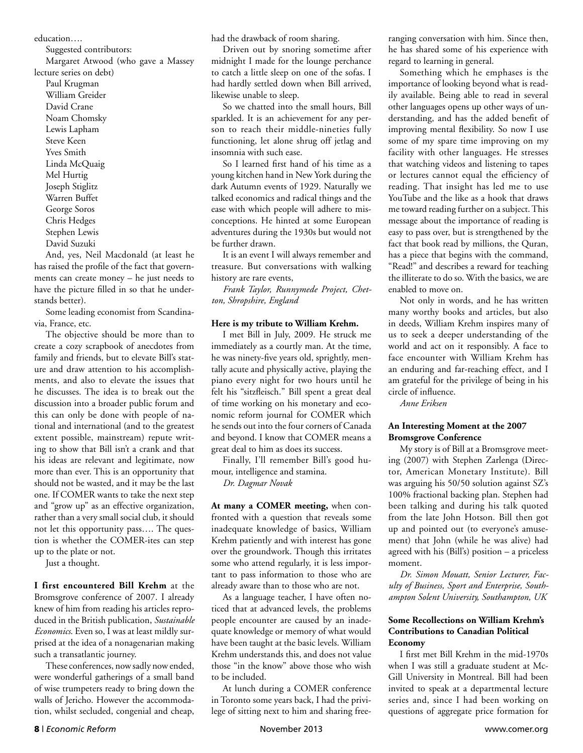education….

Suggested contributors:

Margaret Atwood (who gave a Massey lecture series on debt)

Paul Krugman
William Greider
David Crane
Noam Chomsky
Lewis Lapham
Steve Keen
Yves Smith
Linda McQuaig
Mel Hurtig
Joseph Stiglitz
Warren Buffet
George Soros
Chris Hedges
Stephen Lewis
David Suzuki

And, yes, Neil Macdonald (at least he has raised the profile of the fact that governments can create money – he just needs to have the picture filled in so that he understands better).

Some leading economist from Scandinavia, France, etc.

The objective should be more than to create a cozy scrapbook of anecdotes from family and friends, but to elevate Bill's stature and draw attention to his accomplishments, and also to elevate the issues that he discusses. The idea is to break out the discussion into a broader public forum and this can only be done with people of national and international (and to the greatest extent possible, mainstream) repute writing to show that Bill isn't a crank and that his ideas are relevant and legitimate, now more than ever. This is an opportunity that should not be wasted, and it may be the last one. If COMER wants to take the next step and "grow up" as an effective organization, rather than a very small social club, it should not let this opportunity pass…. The question is whether the COMER-ites can step up to the plate or not.

Just a thought.

**I first encountered Bill Krehm** at the Bromsgrove conference of 2007. I already knew of him from reading his articles reproduced in the British publication, *Sustainable Economics*. Even so, I was at least mildly surprised at the idea of a nonagenarian making such a transatlantic journey.

These conferences, now sadly now ended, were wonderful gatherings of a small band of wise trumpeters ready to bring down the walls of Jericho. However the accommodation, whilst secluded, congenial and cheap, had the drawback of room sharing.

Driven out by snoring sometime after midnight I made for the lounge perchance to catch a little sleep on one of the sofas. I had hardly settled down when Bill arrived, likewise unable to sleep.

So we chatted into the small hours, Bill sparkled. It is an achievement for any person to reach their middle-nineties fully functioning, let alone shrug off jetlag and insomnia with such ease.

So I learned first hand of his time as a young kitchen hand in New York during the dark Autumn events of 1929. Naturally we talked economics and radical things and the ease with which people will adhere to misconceptions. He hinted at some European adventures during the 1930s but would not be further drawn.

It is an event I will always remember and treasure. But conversations with walking history are rare events,

*Frank Taylor, Runnymede Project, Chetton, Shropshire, England*

**Here is my tribute to William Krehm.**

I met Bill in July, 2009. He struck me immediately as a courtly man. At the time, he was ninety-five years old, sprightly, mentally acute and physically active, playing the piano every night for two hours until he felt his "sitzfleisch." Bill spent a great deal of time working on his monetary and economic reform journal for COMER which he sends out into the four corners of Canada and beyond. I know that COMER means a great deal to him as does its success.

Finally, I'll remember Bill's good humour, intelligence and stamina.

*Dr. Dagmar Novak*

**At many a COMER meeting,** when confronted with a question that reveals some inadequate knowledge of basics, William Krehm patiently and with interest has gone over the groundwork. Though this irritates some who attend regularly, it is less important to pass information to those who are already aware than to those who are not.

As a language teacher, I have often noticed that at advanced levels, the problems people encounter are caused by an inadequate knowledge or memory of what would have been taught at the basic levels. William Krehm understands this, and does not value those "in the know" above those who wish to be included.

At lunch during a COMER conference in Toronto some years back, I had the privilege of sitting next to him and sharing free-ranging conversation with him. Since then, he has shared some of his experience with regard to learning in general.

Something which he emphases is the importance of looking beyond what is readily available. Being able to read in several other languages opens up other ways of understanding, and has the added benefit of improving mental flexibility. So now I use some of my spare time improving on my facility with other languages. He stresses that watching videos and listening to tapes or lectures cannot equal the efficiency of reading. That insight has led me to use YouTube and the like as a hook that draws me toward reading further on a subject. This message about the importance of reading is easy to pass over, but is strengthened by the fact that book read by millions, the Quran, has a piece that begins with the command, "Read!" and describes a reward for teaching the illiterate to do so. With the basics, we are enabled to move on.

Not only in words, and he has written many worthy books and articles, but also in deeds, William Krehm inspires many of us to seek a deeper understanding of the world and act on it responsibly. A face to face encounter with William Krehm has an enduring and far-reaching effect, and I am grateful for the privilege of being in his circle of influence.

*Anne Eriksen*

**An Interesting Moment at the 2007 Bromsgrove Conference**

My story is of Bill at a Bromsgrove meeting (2007) with Stephen Zarlenga (Director, American Monetary Institute). Bill was arguing his 50/50 solution against SZ's 100% fractional backing plan. Stephen had been talking and during his talk quoted from the late John Hotson. Bill then got up and pointed out (to everyone's amusement) that John (while he was alive) had agreed with his (Bill's) position – a priceless moment.

*Dr. Simon Mouatt, Senior Lecturer, Faculty of Business, Sport and Enterprise, Southampton Solent University, Southampton, UK*

**Some Recollections on William Krehm's Contributions to Canadian Political Economy**

I first met Bill Krehm in the mid-1970s when I was still a graduate student at McGill University in Montreal. Bill had been invited to speak at a departmental lecture series and, since I had been working on questions of aggregate price formation for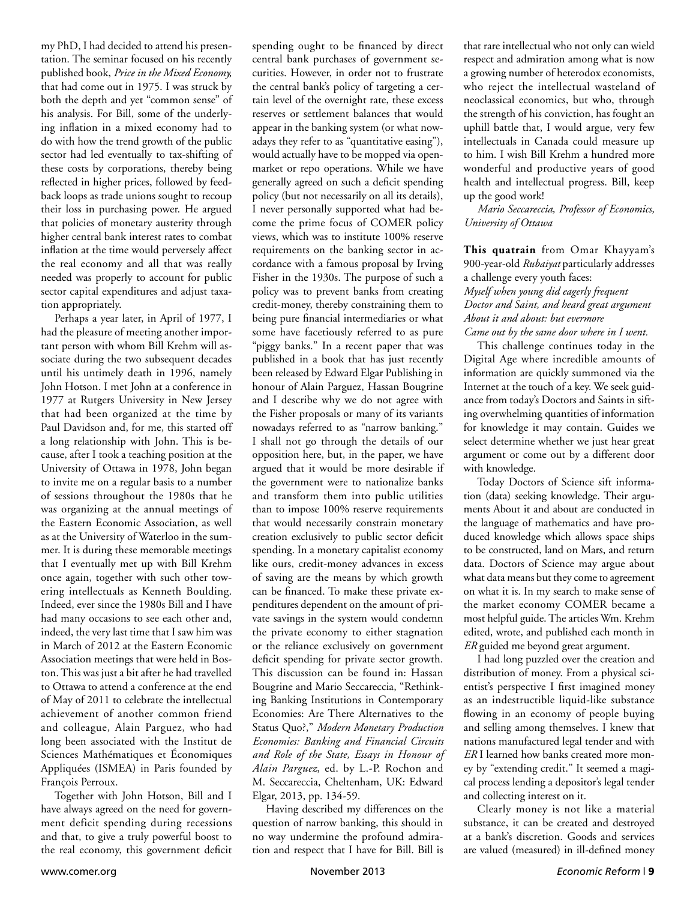my PhD, I had decided to attend his presentation. The seminar focused on his recently published book, *Price in the Mixed Economy,* that had come out in 1975. I was struck by both the depth and yet "common sense" of his analysis. For Bill, some of the underlying inflation in a mixed economy had to do with how the trend growth of the public sector had led eventually to tax-shifting of these costs by corporations, thereby being reflected in higher prices, followed by feedback loops as trade unions sought to recoup their loss in purchasing power. He argued that policies of monetary austerity through higher central bank interest rates to combat inflation at the time would perversely affect the real economy and all that was really needed was properly to account for public sector capital expenditures and adjust taxation appropriately.

Perhaps a year later, in April of 1977, I had the pleasure of meeting another important person with whom Bill Krehm will associate during the two subsequent decades until his untimely death in 1996, namely John Hotson. I met John at a conference in 1977 at Rutgers University in New Jersey that had been organized at the time by Paul Davidson and, for me, this started off a long relationship with John. This is because, after I took a teaching position at the University of Ottawa in 1978, John began to invite me on a regular basis to a number of sessions throughout the 1980s that he was organizing at the annual meetings of the Eastern Economic Association, as well as at the University of Waterloo in the summer. It is during these memorable meetings that I eventually met up with Bill Krehm once again, together with such other towering intellectuals as Kenneth Boulding. Indeed, ever since the 1980s Bill and I have had many occasions to see each other and, indeed, the very last time that I saw him was in March of 2012 at the Eastern Economic Association meetings that were held in Boston. This was just a bit after he had travelled to Ottawa to attend a conference at the end of May of 2011 to celebrate the intellectual achievement of another common friend and colleague, Alain Parguez, who had long been associated with the Institut de Sciences Mathématiques et Économiques Appliquées (ISMEA) in Paris founded by François Perroux.

Together with John Hotson, Bill and I have always agreed on the need for government deficit spending during recessions and that, to give a truly powerful boost to the real economy, this government deficit spending ought to be financed by direct central bank purchases of government securities. However, in order not to frustrate the central bank's policy of targeting a certain level of the overnight rate, these excess reserves or settlement balances that would appear in the banking system (or what nowadays they refer to as "quantitative easing"), would actually have to be mopped via open-market or repo operations. While we have generally agreed on such a deficit spending policy (but not necessarily on all its details), I never personally supported what had become the prime focus of COMER policy views, which was to institute 100% reserve requirements on the banking sector in accordance with a famous proposal by Irving Fisher in the 1930s. The purpose of such a policy was to prevent banks from creating credit-money, thereby constraining them to being pure financial intermediaries or what some have facetiously referred to as pure "piggy banks." In a recent paper that was published in a book that has just recently been released by Edward Elgar Publishing in honour of Alain Parguez, Hassan Bougrine and I describe why we do not agree with the Fisher proposals or many of its variants nowadays referred to as "narrow banking." I shall not go through the details of our opposition here, but, in the paper, we have argued that it would be more desirable if the government were to nationalize banks and transform them into public utilities than to impose 100% reserve requirements that would necessarily constrain monetary creation exclusively to public sector deficit spending. In a monetary capitalist economy like ours, credit-money advances in excess of saving are the means by which growth can be financed. To make these private expenditures dependent on the amount of private savings in the system would condemn the private economy to either stagnation or the reliance exclusively on government deficit spending for private sector growth. This discussion can be found in: Hassan Bougrine and Mario Seccareccia, "Rethinking Banking Institutions in Contemporary Economies: Are There Alternatives to the Status Quo?," *Modern Monetary Production Economies: Banking and Financial Circuits and Role of the State, Essays in Honour of Alain Parguez*, ed. by L.-P. Rochon and M. Seccareccia, Cheltenham, UK: Edward Elgar, 2013, pp. 134-59.

Having described my differences on the question of narrow banking, this should in no way undermine the profound admiration and respect that I have for Bill. Bill is that rare intellectual who not only can wield respect and admiration among what is now a growing number of heterodox economists, who reject the intellectual wasteland of neoclassical economics, but who, through the strength of his conviction, has fought an uphill battle that, I would argue, very few intellectuals in Canada could measure up to him. I wish Bill Krehm a hundred more wonderful and productive years of good health and intellectual progress. Bill, keep up the good work!

*Mario Seccareccia, Professor of Economics, University of Ottawa*

**This quatrain** from Omar Khayyam's 900-year-old *Rubaiyat* particularly addresses a challenge every youth faces:

*Myself when young did eagerly frequent*
*Doctor and Saint, and heard great argument*
*About it and about: but evermore*
*Came out by the same door where in I went.*

This challenge continues today in the Digital Age where incredible amounts of information are quickly summoned via the Internet at the touch of a key. We seek guidance from today's Doctors and Saints in sifting overwhelming quantities of information for knowledge it may contain. Guides we select determine whether we just hear great argument or come out by a different door with knowledge.

Today Doctors of Science sift information (data) seeking knowledge. Their arguments About it and about are conducted in the language of mathematics and have produced knowledge which allows space ships to be constructed, land on Mars, and return data. Doctors of Science may argue about what data means but they come to agreement on what it is. In my search to make sense of the market economy COMER became a most helpful guide. The articles Wm. Krehm edited, wrote, and published each month in *ER* guided me beyond great argument.

I had long puzzled over the creation and distribution of money. From a physical scientist's perspective I first imagined money as an indestructible liquid-like substance flowing in an economy of people buying and selling among themselves. I knew that nations manufactured legal tender and with *ER* I learned how banks created more money by "extending credit." It seemed a magical process lending a depositor's legal tender and collecting interest on it.

Clearly money is not like a material substance, it can be created and destroyed at a bank's discretion. Goods and services are valued (measured) in ill-defined money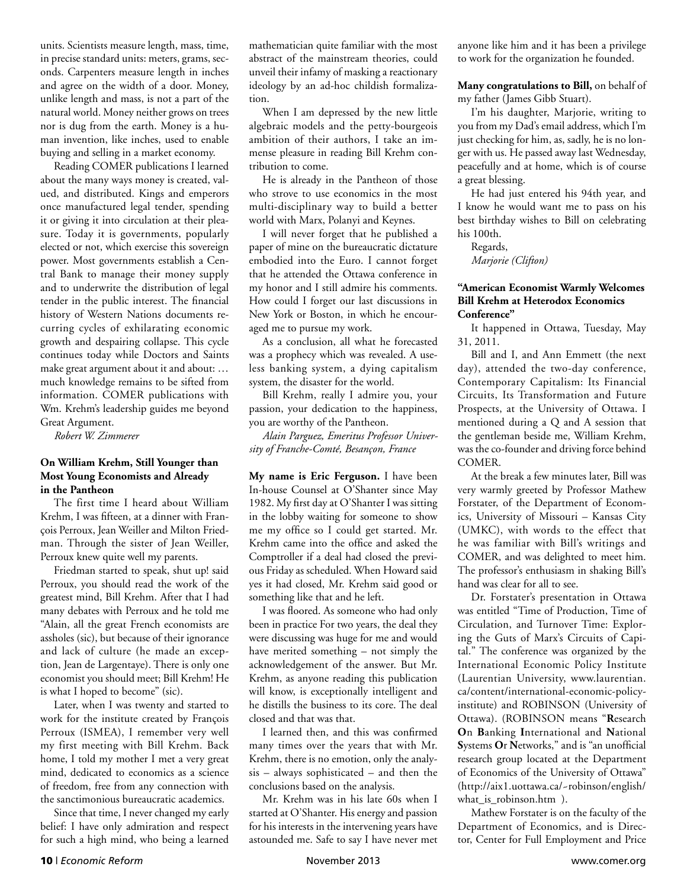units. Scientists measure length, mass, time, in precise standard units: meters, grams, seconds. Carpenters measure length in inches and agree on the width of a door. Money, unlike length and mass, is not a part of the natural world. Money neither grows on trees nor is dug from the earth. Money is a human invention, like inches, used to enable buying and selling in a market economy.

Reading COMER publications I learned about the many ways money is created, valued, and distributed. Kings and emperors once manufactured legal tender, spending it or giving it into circulation at their pleasure. Today it is governments, popularly elected or not, which exercise this sovereign power. Most governments establish a Central Bank to manage their money supply and to underwrite the distribution of legal tender in the public interest. The financial history of Western Nations documents recurring cycles of exhilarating economic growth and despairing collapse. This cycle continues today while Doctors and Saints make great argument about it and about: … much knowledge remains to be sifted from information. COMER publications with Wm. Krehm's leadership guides me beyond Great Argument.

*Robert W. Zimmerer*

### On William Krehm, Still Younger than Most Young Economists and Already in the Pantheon

The first time I heard about William Krehm, I was fifteen, at a dinner with François Perroux, Jean Weiller and Milton Friedman. Through the sister of Jean Weiller, Perroux knew quite well my parents.

Friedman started to speak, shut up! said Perroux, you should read the work of the greatest mind, Bill Krehm. After that I had many debates with Perroux and he told me "Alain, all the great French economists are assholes (sic), but because of their ignorance and lack of culture (he made an exception, Jean de Largentaye). There is only one economist you should meet; Bill Krehm! He is what I hoped to become" (sic).

Later, when I was twenty and started to work for the institute created by François Perroux (ISMEA), I remember very well my first meeting with Bill Krehm. Back home, I told my mother I met a very great mind, dedicated to economics as a science of freedom, free from any connection with the sanctimonious bureaucratic academics.

Since that time, I never changed my early belief: I have only admiration and respect for such a high mind, who being a learned mathematician quite familiar with the most abstract of the mainstream theories, could unveil their infamy of masking a reactionary ideology by an ad-hoc childish formalization.

When I am depressed by the new little algebraic models and the petty-bourgeois ambition of their authors, I take an immense pleasure in reading Bill Krehm contribution to come.

He is already in the Pantheon of those who strove to use economics in the most multi-disciplinary way to build a better world with Marx, Polanyi and Keynes.

I will never forget that he published a paper of mine on the bureaucratic dictature embodied into the Euro. I cannot forget that he attended the Ottawa conference in my honor and I still admire his comments. How could I forget our last discussions in New York or Boston, in which he encouraged me to pursue my work.

As a conclusion, all what he forecasted was a prophecy which was revealed. A useless banking system, a dying capitalism system, the disaster for the world.

Bill Krehm, really I admire you, your passion, your dedication to the happiness, you are worthy of the Pantheon.

*Alain Parguez, Emeritus Professor University of Franche-Comté, Besançon, France*

**My name is Eric Ferguson.** I have been In-house Counsel at O'Shanter since May 1982. My first day at O'Shanter I was sitting in the lobby waiting for someone to show me my office so I could get started. Mr. Krehm came into the office and asked the Comptroller if a deal had closed the previous Friday as scheduled. When Howard said yes it had closed, Mr. Krehm said good or something like that and he left.

I was floored. As someone who had only been in practice For two years, the deal they were discussing was huge for me and would have merited something – not simply the acknowledgement of the answer. But Mr. Krehm, as anyone reading this publication will know, is exceptionally intelligent and he distills the business to its core. The deal closed and that was that.

I learned then, and this was confirmed many times over the years that with Mr. Krehm, there is no emotion, only the analysis – always sophisticated – and then the conclusions based on the analysis.

Mr. Krehm was in his late 60s when I started at O'Shanter. His energy and passion for his interests in the intervening years have astounded me. Safe to say I have never met anyone like him and it has been a privilege to work for the organization he founded.

**Many congratulations to Bill,** on behalf of my father (James Gibb Stuart).

I'm his daughter, Marjorie, writing to you from my Dad's email address, which I'm just checking for him, as, sadly, he is no longer with us. He passed away last Wednesday, peacefully and at home, which is of course a great blessing.

He had just entered his 94th year, and I know he would want me to pass on his best birthday wishes to Bill on celebrating his 100th.

Regards,
*Marjorie (Clifton)*

### "American Economist Warmly Welcomes Bill Krehm at Heterodox Economics Conference"

It happened in Ottawa, Tuesday, May 31, 2011.

Bill and I, and Ann Emmett (the next day), attended the two-day conference, Contemporary Capitalism: Its Financial Circuits, Its Transformation and Future Prospects, at the University of Ottawa. I mentioned during a Q and A session that the gentleman beside me, William Krehm, was the co-founder and driving force behind COMER.

At the break a few minutes later, Bill was very warmly greeted by Professor Mathew Forstater, of the Department of Economics, University of Missouri – Kansas City (UMKC), with words to the effect that he was familiar with Bill's writings and COMER, and was delighted to meet him. The professor's enthusiasm in shaking Bill's hand was clear for all to see.

Dr. Forstater's presentation in Ottawa was entitled "Time of Production, Time of Circulation, and Turnover Time: Exploring the Guts of Marx's Circuits of Capital." The conference was organized by the International Economic Policy Institute (Laurentian University, www.laurentian.ca/content/international-economic-policy-institute) and ROBINSON (University of Ottawa). (ROBINSON means "**R**esearch **O**n **B**anking **I**nternational and **N**ational **S**ystems **O**r **N**etworks," and is "an unofficial research group located at the Department of Economics of the University of Ottawa" (http://aix1.uottawa.ca/~robinson/english/what_is_robinson.htm ).

Mathew Forstater is on the faculty of the Department of Economics, and is Director, Center for Full Employment and Price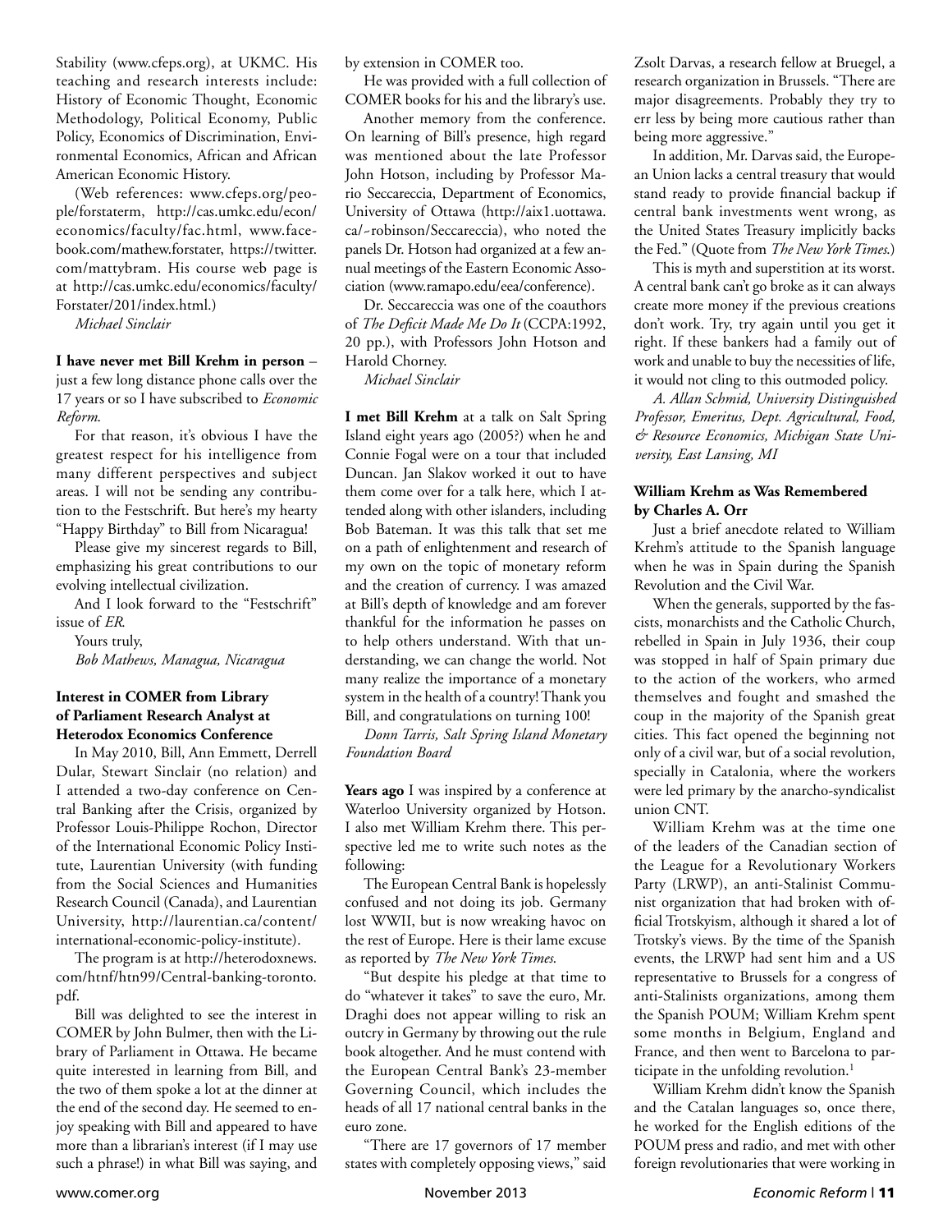Stability (www.cfeps.org), at UKMC. His teaching and research interests include: History of Economic Thought, Economic Methodology, Political Economy, Public Policy, Economics of Discrimination, Environmental Economics, African and African American Economic History.

(Web references: www.cfeps.org/people/forstaterm, http://cas.umkc.edu/econ/economics/faculty/fac.html, www.facebook.com/mathew.forstater, https://twitter.com/mattybram. His course web page is at http://cas.umkc.edu/economics/faculty/Forstater/201/index.html.)

*Michael Sinclair*

**I have never met Bill Krehm in person** – just a few long distance phone calls over the 17 years or so I have subscribed to *Economic Reform*.

For that reason, it's obvious I have the greatest respect for his intelligence from many different perspectives and subject areas. I will not be sending any contribution to the Festschrift. But here's my hearty "Happy Birthday" to Bill from Nicaragua!

Please give my sincerest regards to Bill, emphasizing his great contributions to our evolving intellectual civilization.

And I look forward to the "Festschrift" issue of *ER*.

Yours truly,

*Bob Mathews, Managua, Nicaragua*

### Interest in COMER from Library of Parliament Research Analyst at Heterodox Economics Conference

In May 2010, Bill, Ann Emmett, Derrell Dular, Stewart Sinclair (no relation) and I attended a two-day conference on Central Banking after the Crisis, organized by Professor Louis-Philippe Rochon, Director of the International Economic Policy Institute, Laurentian University (with funding from the Social Sciences and Humanities Research Council (Canada), and Laurentian University, http://laurentian.ca/content/international-economic-policy-institute).

The program is at http://heterodoxnews.com/htnf/htn99/Central-banking-toronto.pdf.

Bill was delighted to see the interest in COMER by John Bulmer, then with the Library of Parliament in Ottawa. He became quite interested in learning from Bill, and the two of them spoke a lot at the dinner at the end of the second day. He seemed to enjoy speaking with Bill and appeared to have more than a librarian's interest (if I may use such a phrase!) in what Bill was saying, and by extension in COMER too.

He was provided with a full collection of COMER books for his and the library's use.

Another memory from the conference. On learning of Bill's presence, high regard was mentioned about the late Professor John Hotson, including by Professor Mario Seccareccia, Department of Economics, University of Ottawa (http://aix1.uottawa.ca/~robinson/Seccareccia), who noted the panels Dr. Hotson had organized at a few annual meetings of the Eastern Economic Association (www.ramapo.edu/eea/conference).

Dr. Seccareccia was one of the coauthors of *The Deficit Made Me Do It* (CCPA:1992, 20 pp.), with Professors John Hotson and Harold Chorney.

*Michael Sinclair*

**I met Bill Krehm** at a talk on Salt Spring Island eight years ago (2005?) when he and Connie Fogal were on a tour that included Duncan. Jan Slakov worked it out to have them come over for a talk here, which I attended along with other islanders, including Bob Bateman. It was this talk that set me on a path of enlightenment and research of my own on the topic of monetary reform and the creation of currency. I was amazed at Bill's depth of knowledge and am forever thankful for the information he passes on to help others understand. With that understanding, we can change the world. Not many realize the importance of a monetary system in the health of a country! Thank you Bill, and congratulations on turning 100!

*Donn Tarris, Salt Spring Island Monetary Foundation Board*

**Years ago** I was inspired by a conference at Waterloo University organized by Hotson. I also met William Krehm there. This perspective led me to write such notes as the following:

The European Central Bank is hopelessly confused and not doing its job. Germany lost WWII, but is now wreaking havoc on the rest of Europe. Here is their lame excuse as reported by *The New York Times*.

"But despite his pledge at that time to do "whatever it takes" to save the euro, Mr. Draghi does not appear willing to risk an outcry in Germany by throwing out the rule book altogether. And he must contend with the European Central Bank's 23-member Governing Council, which includes the heads of all 17 national central banks in the euro zone.

"There are 17 governors of 17 member states with completely opposing views," said Zsolt Darvas, a research fellow at Bruegel, a research organization in Brussels. "There are major disagreements. Probably they try to err less by being more cautious rather than being more aggressive."

In addition, Mr. Darvas said, the European Union lacks a central treasury that would stand ready to provide financial backup if central bank investments went wrong, as the United States Treasury implicitly backs the Fed." (Quote from *The New York Times*.)

This is myth and superstition at its worst. A central bank can't go broke as it can always create more money if the previous creations don't work. Try, try again until you get it right. If these bankers had a family out of work and unable to buy the necessities of life, it would not cling to this outmoded policy.

*A. Allan Schmid, University Distinguished Professor, Emeritus, Dept. Agricultural, Food, & Resource Economics, Michigan State University, East Lansing, MI*

### William Krehm as Was Remembered by Charles A. Orr

Just a brief anecdote related to William Krehm's attitude to the Spanish language when he was in Spain during the Spanish Revolution and the Civil War.

When the generals, supported by the fascists, monarchists and the Catholic Church, rebelled in Spain in July 1936, their coup was stopped in half of Spain primary due to the action of the workers, who armed themselves and fought and smashed the coup in the majority of the Spanish great cities. This fact opened the beginning not only of a civil war, but of a social revolution, specially in Catalonia, where the workers were led primary by the anarcho-syndicalist union CNT.

William Krehm was at the time one of the leaders of the Canadian section of the League for a Revolutionary Workers Party (LRWP), an anti-Stalinist Communist organization that had broken with official Trotskyism, although it shared a lot of Trotsky's views. By the time of the Spanish events, the LRWP had sent him and a US representative to Brussels for a congress of anti-Stalinists organizations, among them the Spanish POUM; William Krehm spent some months in Belgium, England and France, and then went to Barcelona to participate in the unfolding revolution.[1]

William Krehm didn't know the Spanish and the Catalan languages so, once there, he worked for the English editions of the POUM press and radio, and met with other foreign revolutionaries that were working in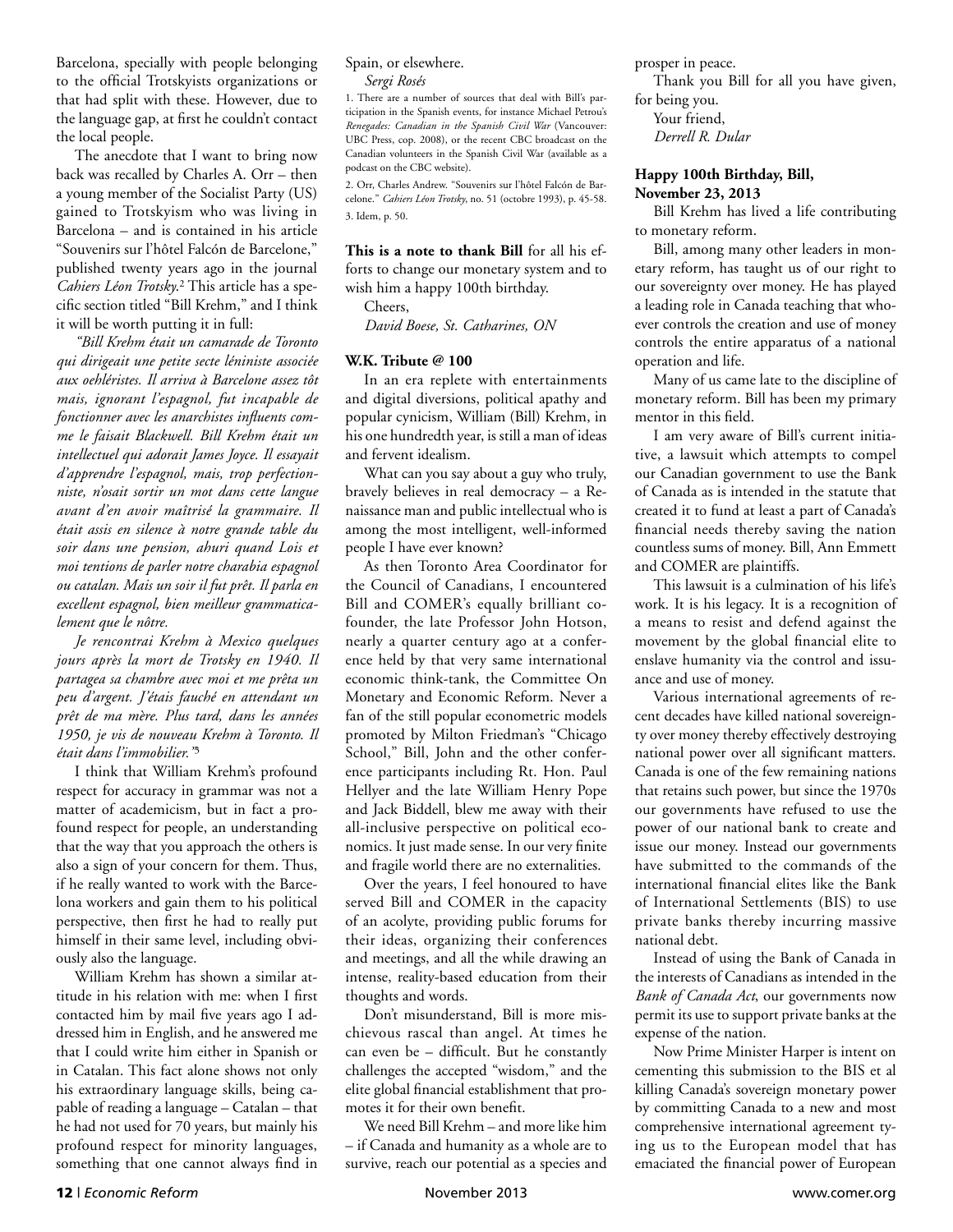Barcelona, specially with people belonging to the official Trotskyists organizations or that had split with these. However, due to the language gap, at first he couldn't contact the local people.

The anecdote that I want to bring now back was recalled by Charles A. Orr – then a young member of the Socialist Party (US) gained to Trotskyism who was living in Barcelona – and is contained in his article "Souvenirs sur l'hôtel Falcón de Barcelone," published twenty years ago in the journal *Cahiers Léon Trotsky*.[2] This article has a specific section titled "Bill Krehm," and I think it will be worth putting it in full:

*"Bill Krehm était un camarade de Toronto qui dirigeait une petite secte léniniste associée aux oehléristes. Il arriva à Barcelone assez tôt mais, ignorant l'espagnol, fut incapable de fonctionner avec les anarchistes influents comme le faisait Blackwell. Bill Krehm était un intellectuel qui adorait James Joyce. Il essayait d'apprendre l'espagnol, mais, trop perfectionniste, n'osait sortir un mot dans cette langue avant d'en avoir maîtrisé la grammaire. Il était assis en silence à notre grande table du soir dans une pension, ahuri quand Lois et moi tentions de parler notre charabia espagnol ou catalan. Mais un soir il fut prêt. Il parla en excellent espagnol, bien meilleur grammaticalement que le nôtre.*

*Je rencontrai Krehm à Mexico quelques jours après la mort de Trotsky en 1940. Il partagea sa chambre avec moi et me prêta un peu d'argent. J'étais fauché en attendant un prêt de ma mère. Plus tard, dans les années 1950, je vis de nouveau Krehm à Toronto. Il était dans l'immobilier."*[3]

I think that William Krehm's profound respect for accuracy in grammar was not a matter of academicism, but in fact a profound respect for people, an understanding that the way that you approach the others is also a sign of your concern for them. Thus, if he really wanted to work with the Barcelona workers and gain them to his political perspective, then first he had to really put himself in their same level, including obviously also the language.

William Krehm has shown a similar attitude in his relation with me: when I first contacted him by mail five years ago I addressed him in English, and he answered me that I could write him either in Spanish or in Catalan. This fact alone shows not only his extraordinary language skills, being capable of reading a language – Catalan – that he had not used for 70 years, but mainly his profound respect for minority languages, something that one cannot always find in Spain, or elsewhere.

*Sergi Rosés*

1. There are a number of sources that deal with Bill's participation in the Spanish events, for instance Michael Petrou's *Renegades: Canadian in the Spanish Civil War* (Vancouver: UBC Press, cop. 2008), or the recent CBC broadcast on the Canadian volunteers in the Spanish Civil War (available as a podcast on the CBC website).

2. Orr, Charles Andrew. "Souvenirs sur l'hôtel Falcón de Barcelone." *Cahiers Léon Trotsky*, no. 51 (octobre 1993), p. 45-58.

3. Idem, p. 50.

**This is a note to thank Bill** for all his efforts to change our monetary system and to wish him a happy 100th birthday.

Cheers,

*David Boese, St. Catharines, ON*

### W.K. Tribute @ 100

In an era replete with entertainments and digital diversions, political apathy and popular cynicism, William (Bill) Krehm, in his one hundredth year, is still a man of ideas and fervent idealism.

What can you say about a guy who truly, bravely believes in real democracy – a Renaissance man and public intellectual who is among the most intelligent, well-informed people I have ever known?

As then Toronto Area Coordinator for the Council of Canadians, I encountered Bill and COMER's equally brilliant cofounder, the late Professor John Hotson, nearly a quarter century ago at a conference held by that very same international economic think-tank, the Committee On Monetary and Economic Reform. Never a fan of the still popular econometric models promoted by Milton Friedman's "Chicago School," Bill, John and the other conference participants including Rt. Hon. Paul Hellyer and the late William Henry Pope and Jack Biddell, blew me away with their all-inclusive perspective on political economics. It just made sense. In our very finite and fragile world there are no externalities.

Over the years, I feel honoured to have served Bill and COMER in the capacity of an acolyte, providing public forums for their ideas, organizing their conferences and meetings, and all the while drawing an intense, reality-based education from their thoughts and words.

Don't misunderstand, Bill is more mischievous rascal than angel. At times he can even be – difficult. But he constantly challenges the accepted "wisdom," and the elite global financial establishment that promotes it for their own benefit.

We need Bill Krehm – and more like him – if Canada and humanity as a whole are to survive, reach our potential as a species and prosper in peace.

Thank you Bill for all you have given, for being you.

Your friend,

*Derrell R. Dular*

### Happy 100th Birthday, Bill, November 23, 2013

Bill Krehm has lived a life contributing to monetary reform.

Bill, among many other leaders in monetary reform, has taught us of our right to our sovereignty over money. He has played a leading role in Canada teaching that whoever controls the creation and use of money controls the entire apparatus of a national operation and life.

Many of us came late to the discipline of monetary reform. Bill has been my primary mentor in this field.

I am very aware of Bill's current initiative, a lawsuit which attempts to compel our Canadian government to use the Bank of Canada as is intended in the statute that created it to fund at least a part of Canada's financial needs thereby saving the nation countless sums of money. Bill, Ann Emmett and COMER are plaintiffs.

This lawsuit is a culmination of his life's work. It is his legacy. It is a recognition of a means to resist and defend against the movement by the global financial elite to enslave humanity via the control and issuance and use of money.

Various international agreements of recent decades have killed national sovereignty over money thereby effectively destroying national power over all significant matters. Canada is one of the few remaining nations that retains such power, but since the 1970s our governments have refused to use the power of our national bank to create and issue our money. Instead our governments have submitted to the commands of the international financial elites like the Bank of International Settlements (BIS) to use private banks thereby incurring massive national debt.

Instead of using the Bank of Canada in the interests of Canadians as intended in the *Bank of Canada Act*, our governments now permit its use to support private banks at the expense of the nation.

Now Prime Minister Harper is intent on cementing this submission to the BIS et al killing Canada's sovereign monetary power by committing Canada to a new and most comprehensive international agreement tying us to the European model that has emaciated the financial power of European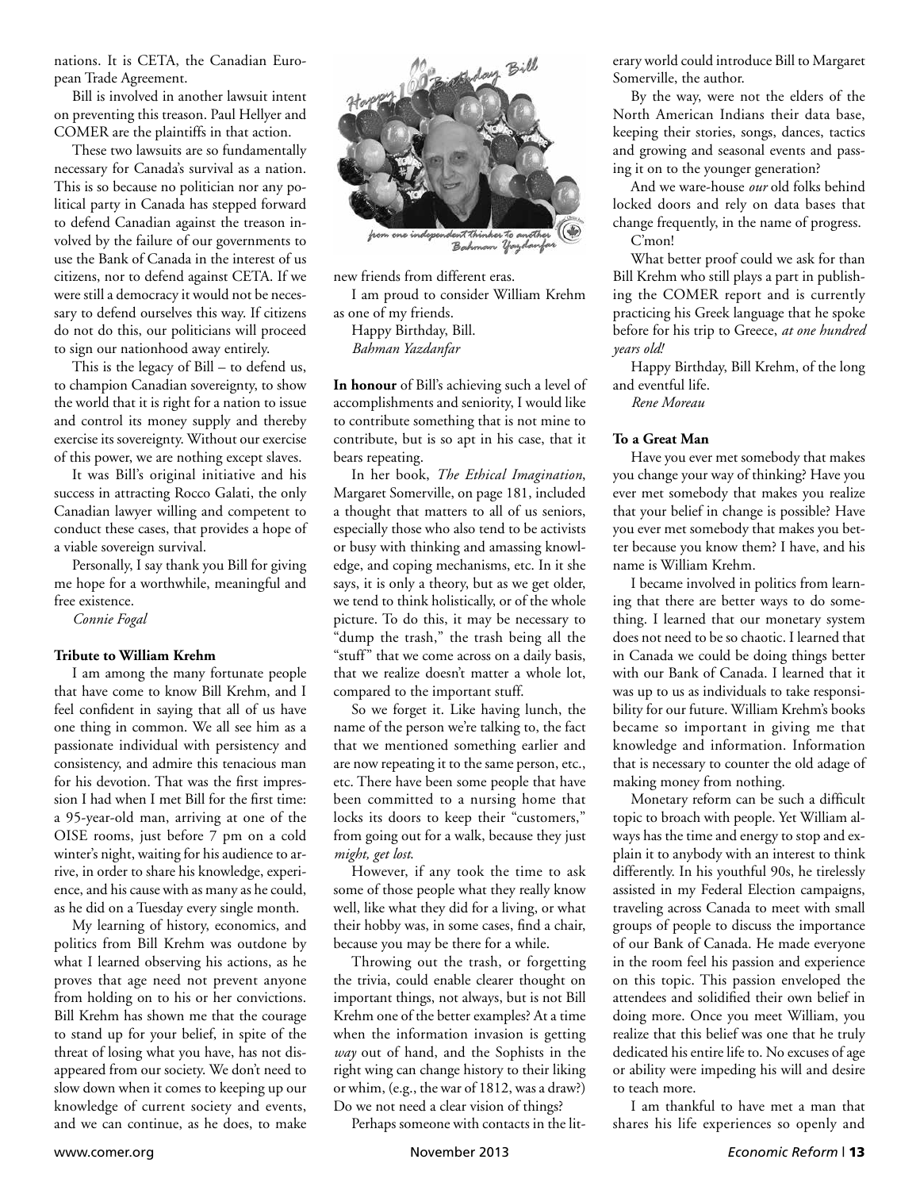nations. It is CETA, the Canadian European Trade Agreement.

Bill is involved in another lawsuit intent on preventing this treason. Paul Hellyer and COMER are the plaintiffs in that action.

These two lawsuits are so fundamentally necessary for Canada's survival as a nation. This is so because no politician nor any political party in Canada has stepped forward to defend Canadian against the treason involved by the failure of our governments to use the Bank of Canada in the interest of us citizens, nor to defend against CETA. If we were still a democracy it would not be necessary to defend ourselves this way. If citizens do not do this, our politicians will proceed to sign our nationhood away entirely.

This is the legacy of Bill – to defend us, to champion Canadian sovereignty, to show the world that it is right for a nation to issue and control its money supply and thereby exercise its sovereignty. Without our exercise of this power, we are nothing except slaves.

It was Bill's original initiative and his success in attracting Rocco Galati, the only Canadian lawyer willing and competent to conduct these cases, that provides a hope of a viable sovereign survival.

Personally, I say thank you Bill for giving me hope for a worthwhile, meaningful and free existence.

*Connie Fogal*

**Tribute to William Krehm**

I am among the many fortunate people that have come to know Bill Krehm, and I feel confident in saying that all of us have one thing in common. We all see him as a passionate individual with persistency and consistency, and admire this tenacious man for his devotion. That was the first impression I had when I met Bill for the first time: a 95-year-old man, arriving at one of the OISE rooms, just before 7 pm on a cold winter's night, waiting for his audience to arrive, in order to share his knowledge, experience, and his cause with as many as he could, as he did on a Tuesday every single month.

My learning of history, economics, and politics from Bill Krehm was outdone by what I learned observing his actions, as he proves that age need not prevent anyone from holding on to his or her convictions. Bill Krehm has shown me that the courage to stand up for your belief, in spite of the threat of losing what you have, has not disappeared from our society. We don't need to slow down when it comes to keeping up our knowledge of current society and events, and we can continue, as he does, to make new friends from different eras.

I am proud to consider William Krehm as one of my friends.

Happy Birthday, Bill.

*Bahman Yazdanfar*

**In honour** of Bill's achieving such a level of accomplishments and seniority, I would like to contribute something that is not mine to contribute, but is so apt in his case, that it bears repeating.

In her book, *The Ethical Imagination*, Margaret Somerville, on page 181, included a thought that matters to all of us seniors, especially those who also tend to be activists or busy with thinking and amassing knowledge, and coping mechanisms, etc. In it she says, it is only a theory, but as we get older, we tend to think holistically, or of the whole picture. To do this, it may be necessary to "dump the trash," the trash being all the "stuff" that we come across on a daily basis, that we realize doesn't matter a whole lot, compared to the important stuff.

So we forget it. Like having lunch, the name of the person we're talking to, the fact that we mentioned something earlier and are now repeating it to the same person, etc., etc. There have been some people that have been committed to a nursing home that locks its doors to keep their "customers," from going out for a walk, because they just *might, get lost.*

However, if any took the time to ask some of those people what they really know well, like what they did for a living, or what their hobby was, in some cases, find a chair, because you may be there for a while.

Throwing out the trash, or forgetting the trivia, could enable clearer thought on important things, not always, but is not Bill Krehm one of the better examples? At a time when the information invasion is getting *way* out of hand, and the Sophists in the right wing can change history to their liking or whim, (e.g., the war of 1812, was a draw?) Do we not need a clear vision of things?

Perhaps someone with contacts in the literary world could introduce Bill to Margaret Somerville, the author.

By the way, were not the elders of the North American Indians their data base, keeping their stories, songs, dances, tactics and growing and seasonal events and passing it on to the younger generation?

And we ware-house *our* old folks behind locked doors and rely on data bases that change frequently, in the name of progress.

C'mon!

What better proof could we ask for than Bill Krehm who still plays a part in publishing the COMER report and is currently practicing his Greek language that he spoke before for his trip to Greece, *at one hundred years old!*

Happy Birthday, Bill Krehm, of the long and eventful life.

*Rene Moreau*

**To a Great Man**

Have you ever met somebody that makes you change your way of thinking? Have you ever met somebody that makes you realize that your belief in change is possible? Have you ever met somebody that makes you better because you know them? I have, and his name is William Krehm.

I became involved in politics from learning that there are better ways to do something. I learned that our monetary system does not need to be so chaotic. I learned that in Canada we could be doing things better with our Bank of Canada. I learned that it was up to us as individuals to take responsibility for our future. William Krehm's books became so important in giving me that knowledge and information. Information that is necessary to counter the old adage of making money from nothing.

Monetary reform can be such a difficult topic to broach with people. Yet William always has the time and energy to stop and explain it to anybody with an interest to think differently. In his youthful 90s, he tirelessly assisted in my Federal Election campaigns, traveling across Canada to meet with small groups of people to discuss the importance of our Bank of Canada. He made everyone in the room feel his passion and experience on this topic. This passion enveloped the attendees and solidified their own belief in doing more. Once you meet William, you realize that this belief was one that he truly dedicated his entire life to. No excuses of age or ability were impeding his will and desire to teach more.

I am thankful to have met a man that shares his life experiences so openly and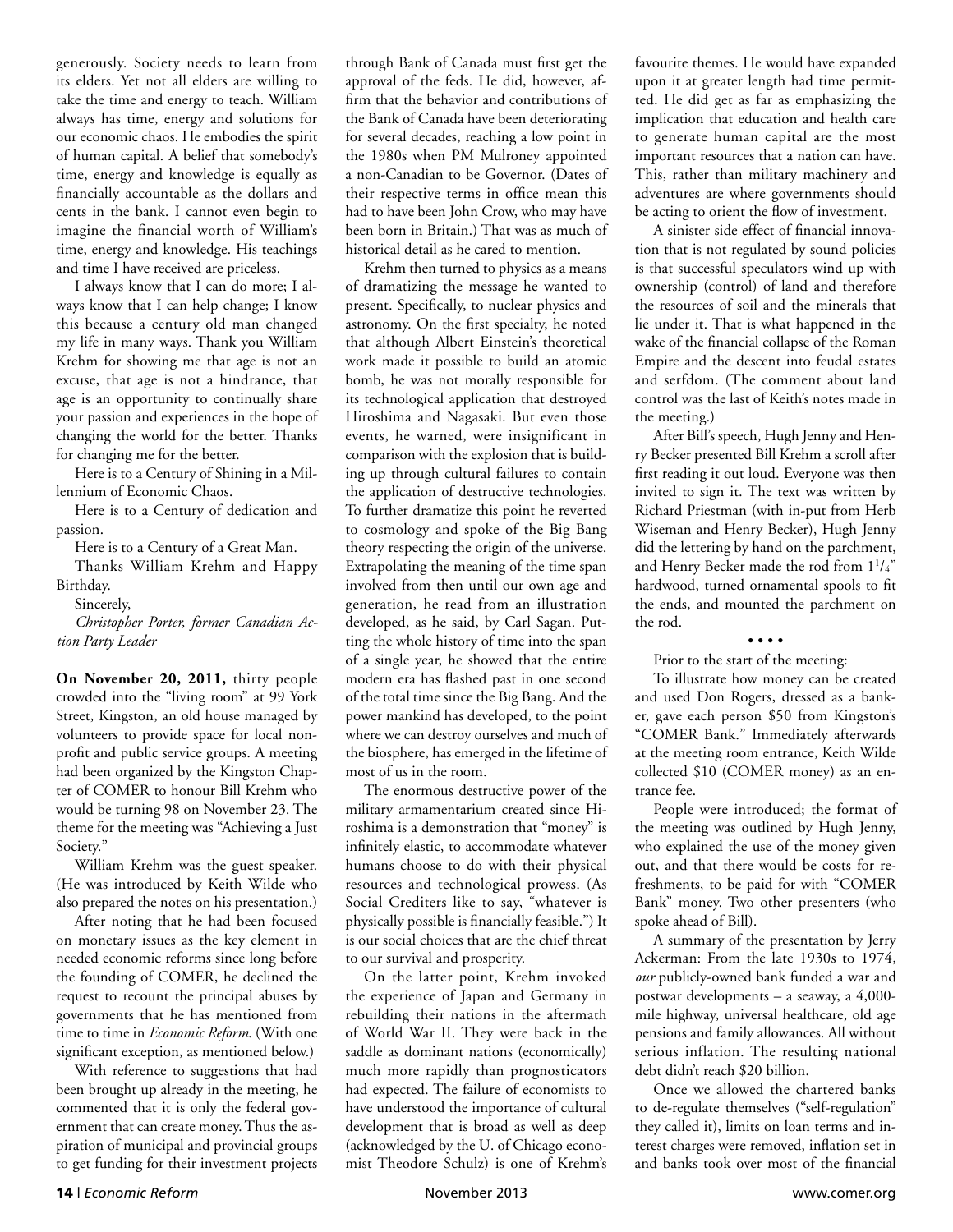generously. Society needs to learn from its elders. Yet not all elders are willing to take the time and energy to teach. William always has time, energy and solutions for our economic chaos. He embodies the spirit of human capital. A belief that somebody's time, energy and knowledge is equally as financially accountable as the dollars and cents in the bank. I cannot even begin to imagine the financial worth of William's time, energy and knowledge. His teachings and time I have received are priceless.

I always know that I can do more; I always know that I can help change; I know this because a century old man changed my life in many ways. Thank you William Krehm for showing me that age is not an excuse, that age is not a hindrance, that age is an opportunity to continually share your passion and experiences in the hope of changing the world for the better. Thanks for changing me for the better.

Here is to a Century of Shining in a Millennium of Economic Chaos.

Here is to a Century of dedication and passion.

Here is to a Century of a Great Man.

Thanks William Krehm and Happy Birthday.

Sincerely,

*Christopher Porter, former Canadian Action Party Leader*

**On November 20, 2011,** thirty people crowded into the "living room" at 99 York Street, Kingston, an old house managed by volunteers to provide space for local nonprofit and public service groups. A meeting had been organized by the Kingston Chapter of COMER to honour Bill Krehm who would be turning 98 on November 23. The theme for the meeting was "Achieving a Just Society."

William Krehm was the guest speaker. (He was introduced by Keith Wilde who also prepared the notes on his presentation.)

After noting that he had been focused on monetary issues as the key element in needed economic reforms since long before the founding of COMER, he declined the request to recount the principal abuses by governments that he has mentioned from time to time in *Economic Reform.* (With one significant exception, as mentioned below.)

With reference to suggestions that had been brought up already in the meeting, he commented that it is only the federal government that can create money. Thus the aspiration of municipal and provincial groups to get funding for their investment projects through Bank of Canada must first get the approval of the feds. He did, however, affirm that the behavior and contributions of the Bank of Canada have been deteriorating for several decades, reaching a low point in the 1980s when PM Mulroney appointed a non-Canadian to be Governor. (Dates of their respective terms in office mean this had to have been John Crow, who may have been born in Britain.) That was as much of historical detail as he cared to mention.

Krehm then turned to physics as a means of dramatizing the message he wanted to present. Specifically, to nuclear physics and astronomy. On the first specialty, he noted that although Albert Einstein's theoretical work made it possible to build an atomic bomb, he was not morally responsible for its technological application that destroyed Hiroshima and Nagasaki. But even those events, he warned, were insignificant in comparison with the explosion that is building up through cultural failures to contain the application of destructive technologies. To further dramatize this point he reverted to cosmology and spoke of the Big Bang theory respecting the origin of the universe. Extrapolating the meaning of the time span involved from then until our own age and generation, he read from an illustration developed, as he said, by Carl Sagan. Putting the whole history of time into the span of a single year, he showed that the entire modern era has flashed past in one second of the total time since the Big Bang. And the power mankind has developed, to the point where we can destroy ourselves and much of the biosphere, has emerged in the lifetime of most of us in the room.

The enormous destructive power of the military armamentarium created since Hiroshima is a demonstration that "money" is infinitely elastic, to accommodate whatever humans choose to do with their physical resources and technological prowess. (As Social Crediters like to say, "whatever is physically possible is financially feasible.") It is our social choices that are the chief threat to our survival and prosperity.

On the latter point, Krehm invoked the experience of Japan and Germany in rebuilding their nations in the aftermath of World War II. They were back in the saddle as dominant nations (economically) much more rapidly than prognosticators had expected. The failure of economists to have understood the importance of cultural development that is broad as well as deep (acknowledged by the U. of Chicago economist Theodore Schulz) is one of Krehm's favourite themes. He would have expanded upon it at greater length had time permitted. He did get as far as emphasizing the implication that education and health care to generate human capital are the most important resources that a nation can have. This, rather than military machinery and adventures are where governments should be acting to orient the flow of investment.

A sinister side effect of financial innovation that is not regulated by sound policies is that successful speculators wind up with ownership (control) of land and therefore the resources of soil and the minerals that lie under it. That is what happened in the wake of the financial collapse of the Roman Empire and the descent into feudal estates and serfdom. (The comment about land control was the last of Keith's notes made in the meeting.)

After Bill's speech, Hugh Jenny and Henry Becker presented Bill Krehm a scroll after first reading it out loud. Everyone was then invited to sign it. The text was written by Richard Priestman (with in-put from Herb Wiseman and Henry Becker), Hugh Jenny did the lettering by hand on the parchment, and Henry Becker made the rod from 1¼" hardwood, turned ornamental spools to fit the ends, and mounted the parchment on the rod.

• • • •

Prior to the start of the meeting:

To illustrate how money can be created and used Don Rogers, dressed as a banker, gave each person $50 from Kingston's "COMER Bank." Immediately afterwards at the meeting room entrance, Keith Wilde collected $10 (COMER money) as an entrance fee.

People were introduced; the format of the meeting was outlined by Hugh Jenny, who explained the use of the money given out, and that there would be costs for refreshments, to be paid for with "COMER Bank" money. Two other presenters (who spoke ahead of Bill).

A summary of the presentation by Jerry Ackerman: From the late 1930s to 1974, *our* publicly-owned bank funded a war and postwar developments – a seaway, a 4,000-mile highway, universal healthcare, old age pensions and family allowances. All without serious inflation. The resulting national debt didn't reach $20 billion.

Once we allowed the chartered banks to de-regulate themselves ("self-regulation" they called it), limits on loan terms and interest charges were removed, inflation set in and banks took over most of the financial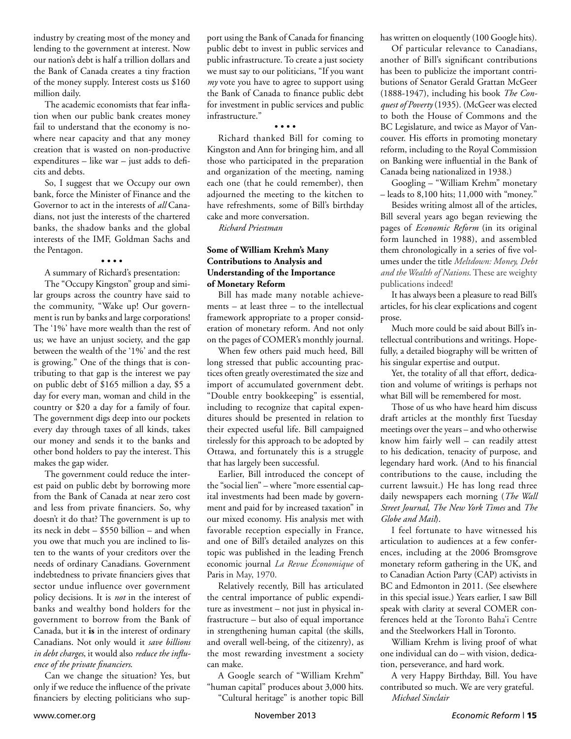industry by creating most of the money and lending to the government at interest. Now our nation's debt is half a trillion dollars and the Bank of Canada creates a tiny fraction of the money supply. Interest costs us $160 million daily.

The academic economists that fear inflation when our public bank creates money fail to understand that the economy is nowhere near capacity and that any money creation that is wasted on non-productive expenditures – like war – just adds to deficits and debts.

So, I suggest that we Occupy our own bank, force the Minister of Finance and the Governor to act in the interests of *all* Canadians, not just the interests of the chartered banks, the shadow banks and the global interests of the IMF, Goldman Sachs and the Pentagon.

• • • •

A summary of Richard's presentation:

The "Occupy Kingston" group and similar groups across the country have said to the community, "Wake up! Our government is run by banks and large corporations! The '1%' have more wealth than the rest of us; we have an unjust society, and the gap between the wealth of the '1%' and the rest is growing." One of the things that is contributing to that gap is the interest we pay on public debt of $165 million a day, $5 a day for every man, woman and child in the country or $20 a day for a family of four. The government digs deep into our pockets every day through taxes of all kinds, takes our money and sends it to the banks and other bond holders to pay the interest. This makes the gap wider.

The government could reduce the interest paid on public debt by borrowing more from the Bank of Canada at near zero cost and less from private financiers. So, why doesn't it do that? The government is up to its neck in debt – $550 billion – and when you owe that much you are inclined to listen to the wants of your creditors over the needs of ordinary Canadians. Government indebtedness to private financiers gives that sector undue influence over government policy decisions. It is *not* in the interest of banks and wealthy bond holders for the government to borrow from the Bank of Canada, but it **is** in the interest of ordinary Canadians. Not only would it *save billions in debt charges*, it would also *reduce the influence of the private financiers*.

Can we change the situation? Yes, but only if we reduce the influence of the private financiers by electing politicians who support using the Bank of Canada for financing public debt to invest in public services and public infrastructure. To create a just society we must say to our politicians, "If you want *my* vote you have to agree to support using the Bank of Canada to finance public debt for investment in public services and public infrastructure."

• • • •

Richard thanked Bill for coming to Kingston and Ann for bringing him, and all those who participated in the preparation and organization of the meeting, naming each one (that he could remember), then adjourned the meeting to the kitchen to have refreshments, some of Bill's birthday cake and more conversation.

*Richard Priestman*

### Some of William Krehm's Many Contributions to Analysis and Understanding of the Importance of Monetary Reform

Bill has made many notable achievements – at least three – to the intellectual framework appropriate to a proper consideration of monetary reform. And not only on the pages of COMER's monthly journal.

When few others paid much heed, Bill long stressed that public accounting practices often greatly overestimated the size and import of accumulated government debt. "Double entry bookkeeping" is essential, including to recognize that capital expenditures should be presented in relation to their expected useful life. Bill campaigned tirelessly for this approach to be adopted by Ottawa, and fortunately this is a struggle that has largely been successful.

Earlier, Bill introduced the concept of the "social lien" – where "more essential capital investments had been made by government and paid for by increased taxation" in our mixed economy. His analysis met with favorable reception especially in France, and one of Bill's detailed analyzes on this topic was published in the leading French economic journal *La Revue Économique* of Paris in May, 1970.

Relatively recently, Bill has articulated the central importance of public expenditure as investment – not just in physical infrastructure – but also of equal importance in strengthening human capital (the skills, and overall well-being, of the citizenry), as the most rewarding investment a society can make.

A Google search of "William Krehm" "human capital" produces about 3,000 hits.

"Cultural heritage" is another topic Bill has written on eloquently (100 Google hits).

Of particular relevance to Canadians, another of Bill's significant contributions has been to publicize the important contributions of Senator Gerald Grattan McGeer (1888-1947), including his book *The Conquest of Poverty* (1935). (McGeer was elected to both the House of Commons and the BC Legislature, and twice as Mayor of Vancouver. His efforts in promoting monetary reform, including to the Royal Commission on Banking were influential in the Bank of Canada being nationalized in 1938.)

Googling – "William Krehm" monetary – leads to 8,100 hits; 11,000 with "money."

Besides writing almost all of the articles, Bill several years ago began reviewing the pages of *Economic Reform* (in its original form launched in 1988), and assembled them chronologically in a series of five volumes under the title *Meltdown: Money, Debt and the Wealth of Nations*. These are weighty publications indeed!

It has always been a pleasure to read Bill's articles, for his clear explications and cogent prose.

Much more could be said about Bill's intellectual contributions and writings. Hopefully, a detailed biography will be written of his singular expertise and output.

Yet, the totality of all that effort, dedication and volume of writings is perhaps not what Bill will be remembered for most.

Those of us who have heard him discuss draft articles at the monthly first Tuesday meetings over the years – and who otherwise know him fairly well – can readily attest to his dedication, tenacity of purpose, and legendary hard work. (And to his financial contributions to the cause, including the current lawsuit.) He has long read three daily newspapers each morning (*The Wall Street Journal*, *The New York Times* and *The Globe and Mail*).

I feel fortunate to have witnessed his articulation to audiences at a few conferences, including at the 2006 Bromsgrove monetary reform gathering in the UK, and to Canadian Action Party (CAP) activists in BC and Edmonton in 2011. (See elsewhere in this special issue.) Years earlier, I saw Bill speak with clarity at several COMER conferences held at the Toronto Baha'i Centre and the Steelworkers Hall in Toronto.

William Krehm is living proof of what one individual can do – with vision, dedication, perseverance, and hard work.

A very Happy Birthday, Bill. You have contributed so much. We are very grateful.

*Michael Sinclair*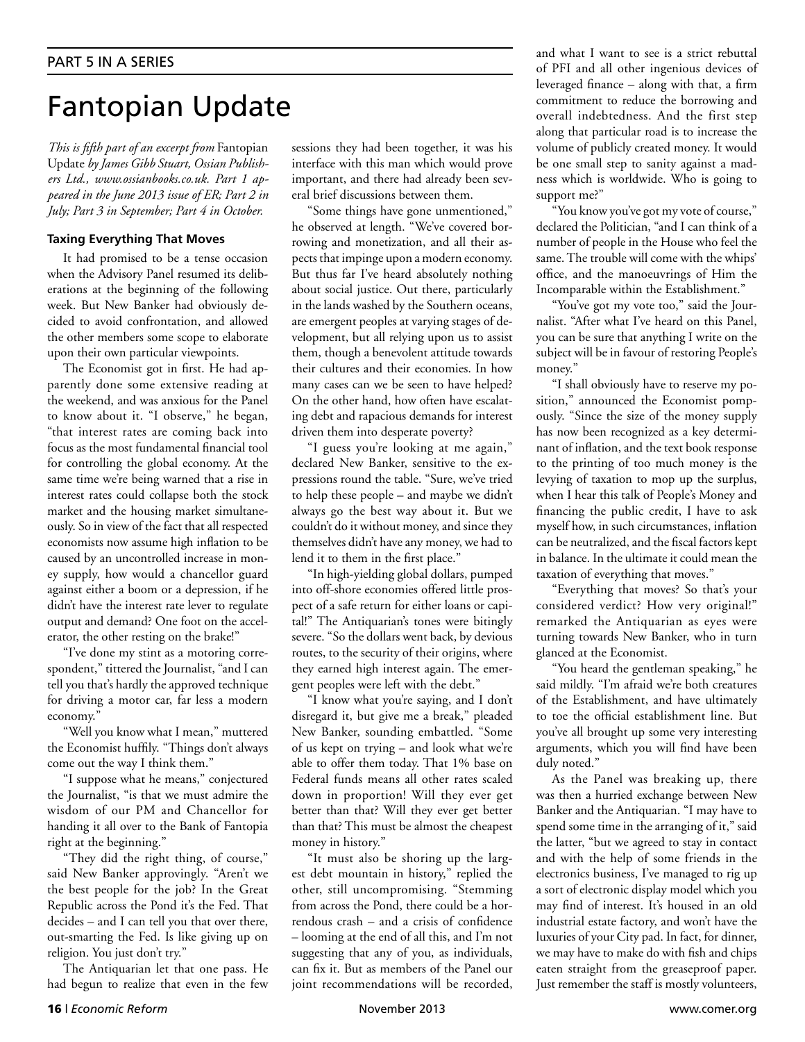PART 5 IN A SERIES

# Fantopian Update

*This is fifth part of an excerpt from* Fantopian Update *by James Gibb Stuart, Ossian Publishers Ltd., www.ossianbooks.co.uk. Part 1 appeared in the June 2013 issue of ER; Part 2 in July; Part 3 in September; Part 4 in October.*

### Taxing Everything That Moves

It had promised to be a tense occasion when the Advisory Panel resumed its deliberations at the beginning of the following week. But New Banker had obviously decided to avoid confrontation, and allowed the other members some scope to elaborate upon their own particular viewpoints.

The Economist got in first. He had apparently done some extensive reading at the weekend, and was anxious for the Panel to know about it. "I observe," he began, "that interest rates are coming back into focus as the most fundamental financial tool for controlling the global economy. At the same time we're being warned that a rise in interest rates could collapse both the stock market and the housing market simultaneously. So in view of the fact that all respected economists now assume high inflation to be caused by an uncontrolled increase in money supply, how would a chancellor guard against either a boom or a depression, if he didn't have the interest rate lever to regulate output and demand? One foot on the accelerator, the other resting on the brake!"

"I've done my stint as a motoring correspondent," tittered the Journalist, "and I can tell you that's hardly the approved technique for driving a motor car, far less a modern economy."

"Well you know what I mean," muttered the Economist huffily. "Things don't always come out the way I think them."

"I suppose what he means," conjectured the Journalist, "is that we must admire the wisdom of our PM and Chancellor for handing it all over to the Bank of Fantopia right at the beginning."

"They did the right thing, of course," said New Banker approvingly. "Aren't we the best people for the job? In the Great Republic across the Pond it's the Fed. That decides – and I can tell you that over there, out-smarting the Fed. Is like giving up on religion. You just don't try."

The Antiquarian let that one pass. He had begun to realize that even in the few sessions they had been together, it was his interface with this man which would prove important, and there had already been several brief discussions between them.

"Some things have gone unmentioned," he observed at length. "We've covered borrowing and monetization, and all their aspects that impinge upon a modern economy. But thus far I've heard absolutely nothing about social justice. Out there, particularly in the lands washed by the Southern oceans, are emergent peoples at varying stages of development, but all relying upon us to assist them, though a benevolent attitude towards their cultures and their economies. In how many cases can we be seen to have helped? On the other hand, how often have escalating debt and rapacious demands for interest driven them into desperate poverty?

"I guess you're looking at me again," declared New Banker, sensitive to the expressions round the table. "Sure, we've tried to help these people – and maybe we didn't always go the best way about it. But we couldn't do it without money, and since they themselves didn't have any money, we had to lend it to them in the first place."

"In high-yielding global dollars, pumped into off-shore economies offered little prospect of a safe return for either loans or capital!" The Antiquarian's tones were bitingly severe. "So the dollars went back, by devious routes, to the security of their origins, where they earned high interest again. The emergent peoples were left with the debt."

"I know what you're saying, and I don't disregard it, but give me a break," pleaded New Banker, sounding embattled. "Some of us kept on trying – and look what we're able to offer them today. That 1% base on Federal funds means all other rates scaled down in proportion! Will they ever get better than that? Will they ever get better than that? This must be almost the cheapest money in history."

"It must also be shoring up the largest debt mountain in history," replied the other, still uncompromising. "Stemming from across the Pond, there could be a horrendous crash – and a crisis of confidence – looming at the end of all this, and I'm not suggesting that any of you, as individuals, can fix it. But as members of the Panel our joint recommendations will be recorded, and what I want to see is a strict rebuttal of PFI and all other ingenious devices of leveraged finance – along with that, a firm commitment to reduce the borrowing and overall indebtedness. And the first step along that particular road is to increase the volume of publicly created money. It would be one small step to sanity against a madness which is worldwide. Who is going to support me?"

"You know you've got my vote of course," declared the Politician, "and I can think of a number of people in the House who feel the same. The trouble will come with the whips' office, and the manoeuvrings of Him the Incomparable within the Establishment."

"You've got my vote too," said the Journalist. "After what I've heard on this Panel, you can be sure that anything I write on the subject will be in favour of restoring People's money."

"I shall obviously have to reserve my position," announced the Economist pompously. "Since the size of the money supply has now been recognized as a key determinant of inflation, and the text book response to the printing of too much money is the levying of taxation to mop up the surplus, when I hear this talk of People's Money and financing the public credit, I have to ask myself how, in such circumstances, inflation can be neutralized, and the fiscal factors kept in balance. In the ultimate it could mean the taxation of everything that moves."

"Everything that moves? So that's your considered verdict? How very original!" remarked the Antiquarian as eyes were turning towards New Banker, who in turn glanced at the Economist.

"You heard the gentleman speaking," he said mildly. "I'm afraid we're both creatures of the Establishment, and have ultimately to toe the official establishment line. But you've all brought up some very interesting arguments, which you will find have been duly noted."

As the Panel was breaking up, there was then a hurried exchange between New Banker and the Antiquarian. "I may have to spend some time in the arranging of it," said the latter, "but we agreed to stay in contact and with the help of some friends in the electronics business, I've managed to rig up a sort of electronic display model which you may find of interest. It's housed in an old industrial estate factory, and won't have the luxuries of your City pad. In fact, for dinner, we may have to make do with fish and chips eaten straight from the greaseproof paper. Just remember the staff is mostly volunteers,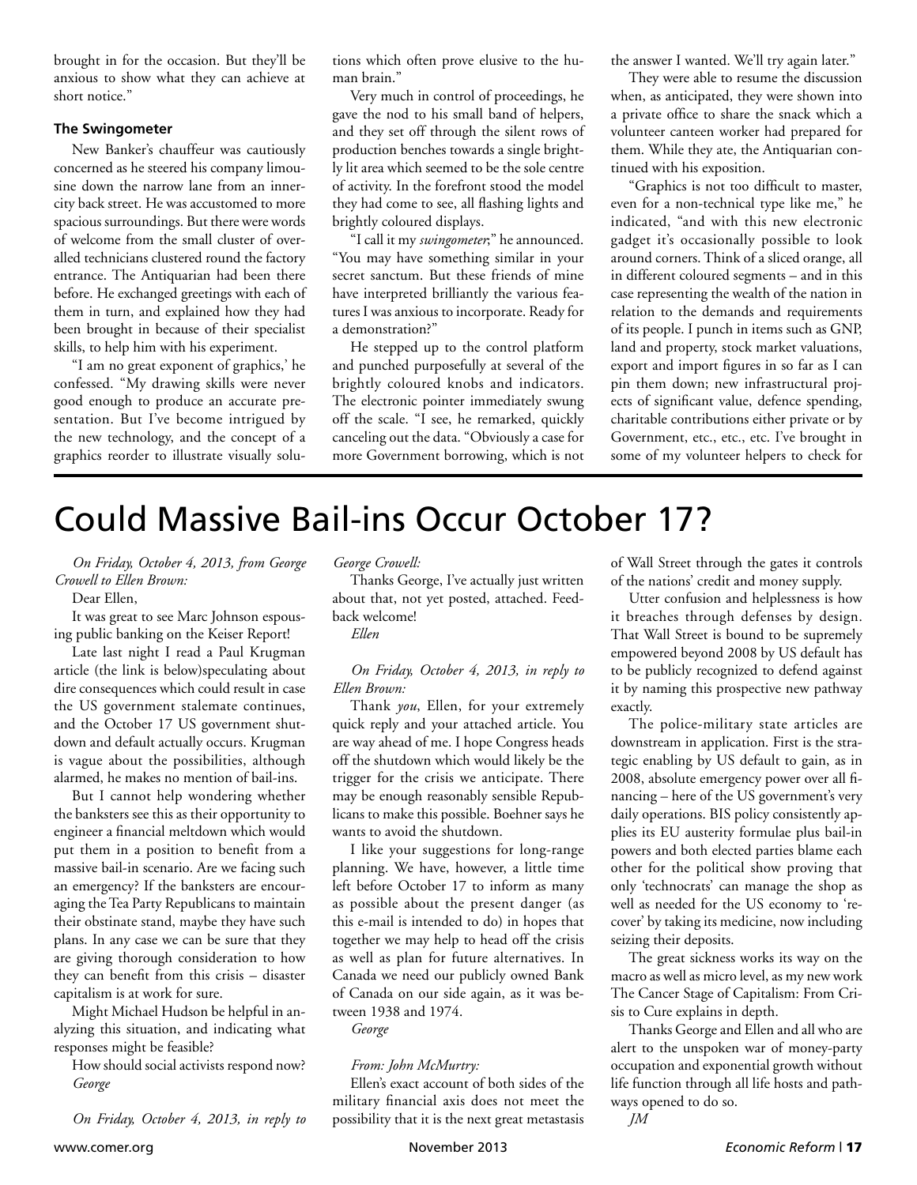brought in for the occasion. But they'll be anxious to show what they can achieve at short notice."

#### The Swingometer

New Banker's chauffeur was cautiously concerned as he steered his company limousine down the narrow lane from an inner-city back street. He was accustomed to more spacious surroundings. But there were words of welcome from the small cluster of overalled technicians clustered round the factory entrance. The Antiquarian had been there before. He exchanged greetings with each of them in turn, and explained how they had been brought in because of their specialist skills, to help him with his experiment.

"I am no great exponent of graphics,' he confessed. "My drawing skills were never good enough to produce an accurate presentation. But I've become intrigued by the new technology, and the concept of a graphics reorder to illustrate visually solutions which often prove elusive to the human brain."

Very much in control of proceedings, he gave the nod to his small band of helpers, and they set off through the silent rows of production benches towards a single brightly lit area which seemed to be the sole centre of activity. In the forefront stood the model they had come to see, all flashing lights and brightly coloured displays.

"I call it my *swingometer*;" he announced. "You may have something similar in your secret sanctum. But these friends of mine have interpreted brilliantly the various features I was anxious to incorporate. Ready for a demonstration?"

He stepped up to the control platform and punched purposefully at several of the brightly coloured knobs and indicators. The electronic pointer immediately swung off the scale. "I see, he remarked, quickly canceling out the data. "Obviously a case for more Government borrowing, which is not the answer I wanted. We'll try again later."

They were able to resume the discussion when, as anticipated, they were shown into a private office to share the snack which a volunteer canteen worker had prepared for them. While they ate, the Antiquarian continued with his exposition.

"Graphics is not too difficult to master, even for a non-technical type like me," he indicated, "and with this new electronic gadget it's occasionally possible to look around corners. Think of a sliced orange, all in different coloured segments – and in this case representing the wealth of the nation in relation to the demands and requirements of its people. I punch in items such as GNP, land and property, stock market valuations, export and import figures in so far as I can pin them down; new infrastructural projects of significant value, defence spending, charitable contributions either private or by Government, etc., etc., etc. I've brought in some of my volunteer helpers to check for

# Could Massive Bail-ins Occur October 17?

*On Friday, October 4, 2013, from George Crowell to Ellen Brown:*

Dear Ellen,

It was great to see Marc Johnson espousing public banking on the Keiser Report!

Late last night I read a Paul Krugman article (the link is below)speculating about dire consequences which could result in case the US government stalemate continues, and the October 17 US government shutdown and default actually occurs. Krugman is vague about the possibilities, although alarmed, he makes no mention of bail-ins.

But I cannot help wondering whether the banksters see this as their opportunity to engineer a financial meltdown which would put them in a position to benefit from a massive bail-in scenario. Are we facing such an emergency? If the banksters are encouraging the Tea Party Republicans to maintain their obstinate stand, maybe they have such plans. In any case we can be sure that they are giving thorough consideration to how they can benefit from this crisis – disaster capitalism is at work for sure.

Might Michael Hudson be helpful in analyzing this situation, and indicating what responses might be feasible?

How should social activists respond now?

*George*

*On Friday, October 4, 2013, in reply to George Crowell:*

Thanks George, I've actually just written about that, not yet posted, attached. Feedback welcome!

*Ellen*

*On Friday, October 4, 2013, in reply to Ellen Brown:*

Thank *you*, Ellen, for your extremely quick reply and your attached article. You are way ahead of me. I hope Congress heads off the shutdown which would likely be the trigger for the crisis we anticipate. There may be enough reasonably sensible Republicans to make this possible. Boehner says he wants to avoid the shutdown.

I like your suggestions for long-range planning. We have, however, a little time left before October 17 to inform as many as possible about the present danger (as this e-mail is intended to do) in hopes that together we may help to head off the crisis as well as plan for future alternatives. In Canada we need our publicly owned Bank of Canada on our side again, as it was between 1938 and 1974.

*George*

*From: John McMurtry:*

Ellen's exact account of both sides of the military financial axis does not meet the possibility that it is the next great metastasis of Wall Street through the gates it controls of the nations' credit and money supply.

Utter confusion and helplessness is how it breaches through defenses by design. That Wall Street is bound to be supremely empowered beyond 2008 by US default has to be publicly recognized to defend against it by naming this prospective new pathway exactly.

The police-military state articles are downstream in application. First is the strategic enabling by US default to gain, as in 2008, absolute emergency power over all financing – here of the US government's very daily operations. BIS policy consistently applies its EU austerity formulae plus bail-in powers and both elected parties blame each other for the political show proving that only 'technocrats' can manage the shop as well as needed for the US economy to 'recover' by taking its medicine, now including seizing their deposits.

The great sickness works its way on the macro as well as micro level, as my new work The Cancer Stage of Capitalism: From Crisis to Cure explains in depth.

Thanks George and Ellen and all who are alert to the unspoken war of money-party occupation and exponential growth without life function through all life hosts and pathways opened to do so.

*JM*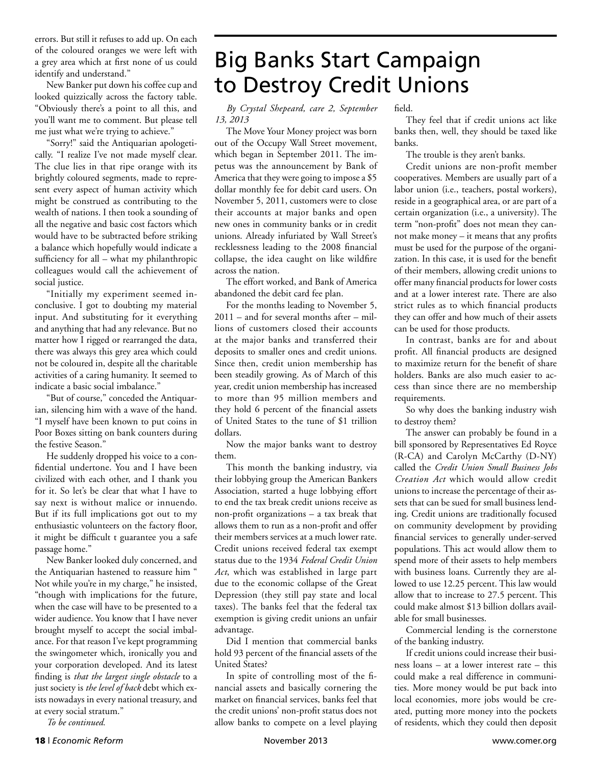errors. But still it refuses to add up. On each of the coloured oranges we were left with a grey area which at first none of us could identify and understand."

New Banker put down his coffee cup and looked quizzically across the factory table. "Obviously there's a point to all this, and you'll want me to comment. But please tell me just what we're trying to achieve."

"Sorry!" said the Antiquarian apologetically. "I realize I've not made myself clear. The clue lies in that ripe orange with its brightly coloured segments, made to represent every aspect of human activity which might be construed as contributing to the wealth of nations. I then took a sounding of all the negative and basic cost factors which would have to be subtracted before striking a balance which hopefully would indicate a sufficiency for all – what my philanthropic colleagues would call the achievement of social justice.

"Initially my experiment seemed inconclusive. I got to doubting my material input. And substituting for it everything and anything that had any relevance. But no matter how I rigged or rearranged the data, there was always this grey area which could not be coloured in, despite all the charitable activities of a caring humanity. It seemed to indicate a basic social imbalance."

"But of course," conceded the Antiquarian, silencing him with a wave of the hand. "I myself have been known to put coins in Poor Boxes sitting on bank counters during the festive Season."

He suddenly dropped his voice to a confidential undertone. You and I have been civilized with each other, and I thank you for it. So let's be clear that what I have to say next is without malice or innuendo. But if its full implications got out to my enthusiastic volunteers on the factory floor, it might be difficult t guarantee you a safe passage home."

New Banker looked duly concerned, and the Antiquarian hastened to reassure him " Not while you're in my charge," he insisted, "though with implications for the future, when the case will have to be presented to a wider audience. You know that I have never brought myself to accept the social imbalance. For that reason I've kept programming the swingometer which, ironically you and your corporation developed. And its latest finding is *that the largest single obstacle* to a just society is *the level of back* debt which exists nowadays in every national treasury, and at every social stratum."

*To be continued.*

# Big Banks Start Campaign to Destroy Credit Unions

*By Crystal Shepeard, care 2, September 13, 2013*

The Move Your Money project was born out of the Occupy Wall Street movement, which began in September 2011. The impetus was the announcement by Bank of America that they were going to impose a $5 dollar monthly fee for debit card users. On November 5, 2011, customers were to close their accounts at major banks and open new ones in community banks or in credit unions. Already infuriated by Wall Street's recklessness leading to the 2008 financial collapse, the idea caught on like wildfire across the nation.

The effort worked, and Bank of America abandoned the debit card fee plan.

For the months leading to November 5, 2011 – and for several months after – millions of customers closed their accounts at the major banks and transferred their deposits to smaller ones and credit unions. Since then, credit union membership has been steadily growing. As of March of this year, credit union membership has increased to more than 95 million members and they hold 6 percent of the financial assets of United States to the tune of $1 trillion dollars.

Now the major banks want to destroy them.

This month the banking industry, via their lobbying group the American Bankers Association, started a huge lobbying effort to end the tax break credit unions receive as non-profit organizations – a tax break that allows them to run as a non-profit and offer their members services at a much lower rate. Credit unions received federal tax exempt status due to the 1934 *Federal Credit Union Act*, which was established in large part due to the economic collapse of the Great Depression (they still pay state and local taxes). The banks feel that the federal tax exemption is giving credit unions an unfair advantage.

Did I mention that commercial banks hold 93 percent of the financial assets of the United States?

In spite of controlling most of the financial assets and basically cornering the market on financial services, banks feel that the credit unions' non-profit status does not allow banks to compete on a level playing field.

They feel that if credit unions act like banks then, well, they should be taxed like banks.

The trouble is they aren't banks.

Credit unions are non-profit member cooperatives. Members are usually part of a labor union (i.e., teachers, postal workers), reside in a geographical area, or are part of a certain organization (i.e., a university). The term "non-profit" does not mean they cannot make money – it means that any profits must be used for the purpose of the organization. In this case, it is used for the benefit of their members, allowing credit unions to offer many financial products for lower costs and at a lower interest rate. There are also strict rules as to which financial products they can offer and how much of their assets can be used for those products.

In contrast, banks are for and about profit. All financial products are designed to maximize return for the benefit of share holders. Banks are also much easier to access than since there are no membership requirements.

So why does the banking industry wish to destroy them?

The answer can probably be found in a bill sponsored by Representatives Ed Royce (R-CA) and Carolyn McCarthy (D-NY) called the *Credit Union Small Business Jobs Creation Act* which would allow credit unions to increase the percentage of their assets that can be sued for small business lending. Credit unions are traditionally focused on community development by providing financial services to generally under-served populations. This act would allow them to spend more of their assets to help members with business loans. Currently they are allowed to use 12.25 percent. This law would allow that to increase to 27.5 percent. This could make almost $13 billion dollars available for small businesses.

Commercial lending is the cornerstone of the banking industry.

If credit unions could increase their business loans – at a lower interest rate – this could make a real difference in communities. More money would be put back into local economies, more jobs would be created, putting more money into the pockets of residents, which they could then deposit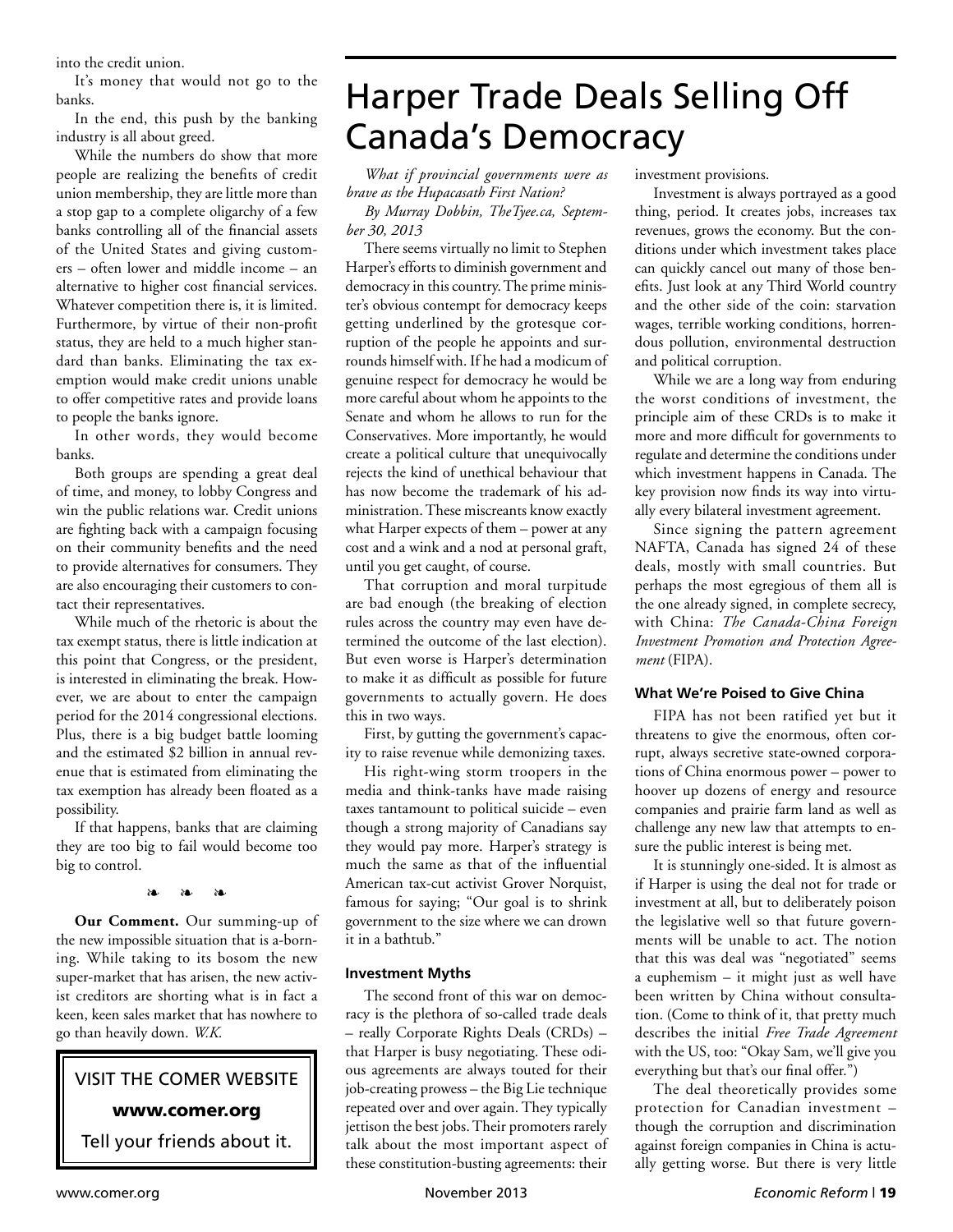into the credit union.

It's money that would not go to the banks.

In the end, this push by the banking industry is all about greed.

While the numbers do show that more people are realizing the benefits of credit union membership, they are little more than a stop gap to a complete oligarchy of a few banks controlling all of the financial assets of the United States and giving customers – often lower and middle income – an alternative to higher cost financial services. Whatever competition there is, it is limited. Furthermore, by virtue of their non-profit status, they are held to a much higher standard than banks. Eliminating the tax exemption would make credit unions unable to offer competitive rates and provide loans to people the banks ignore.

In other words, they would become banks.

Both groups are spending a great deal of time, and money, to lobby Congress and win the public relations war. Credit unions are fighting back with a campaign focusing on their community benefits and the need to provide alternatives for consumers. They are also encouraging their customers to contact their representatives.

While much of the rhetoric is about the tax exempt status, there is little indication at this point that Congress, or the president, is interested in eliminating the break. However, we are about to enter the campaign period for the 2014 congressional elections. Plus, there is a big budget battle looming and the estimated $2 billion in annual revenue that is estimated from eliminating the tax exemption has already been floated as a possibility.

If that happens, banks that are claiming they are too big to fail would become too big to control.

❧ ❧ ❧

**Our Comment.** Our summing-up of the new impossible situation that is a-borning. While taking to its bosom the new super-market that has arisen, the new activist creditors are shorting what is in fact a keen, keen sales market that has nowhere to go than heavily down. *W.K.*

VISIT THE COMER WEBSITE

**www.comer.org**

Tell your friends about it.

# Harper Trade Deals Selling Off Canada's Democracy

*What if provincial governments were as brave as the Hupacasath First Nation?*

*By Murray Dobbin, TheTyee.ca, September 30, 2013*

There seems virtually no limit to Stephen Harper's efforts to diminish government and democracy in this country. The prime minister's obvious contempt for democracy keeps getting underlined by the grotesque corruption of the people he appoints and surrounds himself with. If he had a modicum of genuine respect for democracy he would be more careful about whom he appoints to the Senate and whom he allows to run for the Conservatives. More importantly, he would create a political culture that unequivocally rejects the kind of unethical behaviour that has now become the trademark of his administration. These miscreants know exactly what Harper expects of them – power at any cost and a wink and a nod at personal graft, until you get caught, of course.

That corruption and moral turpitude are bad enough (the breaking of election rules across the country may even have determined the outcome of the last election). But even worse is Harper's determination to make it as difficult as possible for future governments to actually govern. He does this in two ways.

First, by gutting the government's capacity to raise revenue while demonizing taxes.

His right-wing storm troopers in the media and think-tanks have made raising taxes tantamount to political suicide – even though a strong majority of Canadians say they would pay more. Harper's strategy is much the same as that of the influential American tax-cut activist Grover Norquist, famous for saying; "Our goal is to shrink government to the size where we can drown it in a bathtub."

### Investment Myths

The second front of this war on democracy is the plethora of so-called trade deals – really Corporate Rights Deals (CRDs) – that Harper is busy negotiating. These odious agreements are always touted for their job-creating prowess – the Big Lie technique repeated over and over again. They typically jettison the best jobs. Their promoters rarely talk about the most important aspect of these constitution-busting agreements: their investment provisions.

Investment is always portrayed as a good thing, period. It creates jobs, increases tax revenues, grows the economy. But the conditions under which investment takes place can quickly cancel out many of those benefits. Just look at any Third World country and the other side of the coin: starvation wages, terrible working conditions, horrendous pollution, environmental destruction and political corruption.

While we are a long way from enduring the worst conditions of investment, the principle aim of these CRDs is to make it more and more difficult for governments to regulate and determine the conditions under which investment happens in Canada. The key provision now finds its way into virtually every bilateral investment agreement.

Since signing the pattern agreement NAFTA, Canada has signed 24 of these deals, mostly with small countries. But perhaps the most egregious of them all is the one already signed, in complete secrecy, with China: *The Canada-China Foreign Investment Promotion and Protection Agreement* (FIPA).

### What We're Poised to Give China

FIPA has not been ratified yet but it threatens to give the enormous, often corrupt, always secretive state-owned corporations of China enormous power – power to hoover up dozens of energy and resource companies and prairie farm land as well as challenge any new law that attempts to ensure the public interest is being met.

It is stunningly one-sided. It is almost as if Harper is using the deal not for trade or investment at all, but to deliberately poison the legislative well so that future governments will be unable to act. The notion that this was deal was "negotiated" seems a euphemism – it might just as well have been written by China without consultation. (Come to think of it, that pretty much describes the initial *Free Trade Agreement* with the US, too: "Okay Sam, we'll give you everything but that's our final offer.")

The deal theoretically provides some protection for Canadian investment – though the corruption and discrimination against foreign companies in China is actually getting worse. But there is very little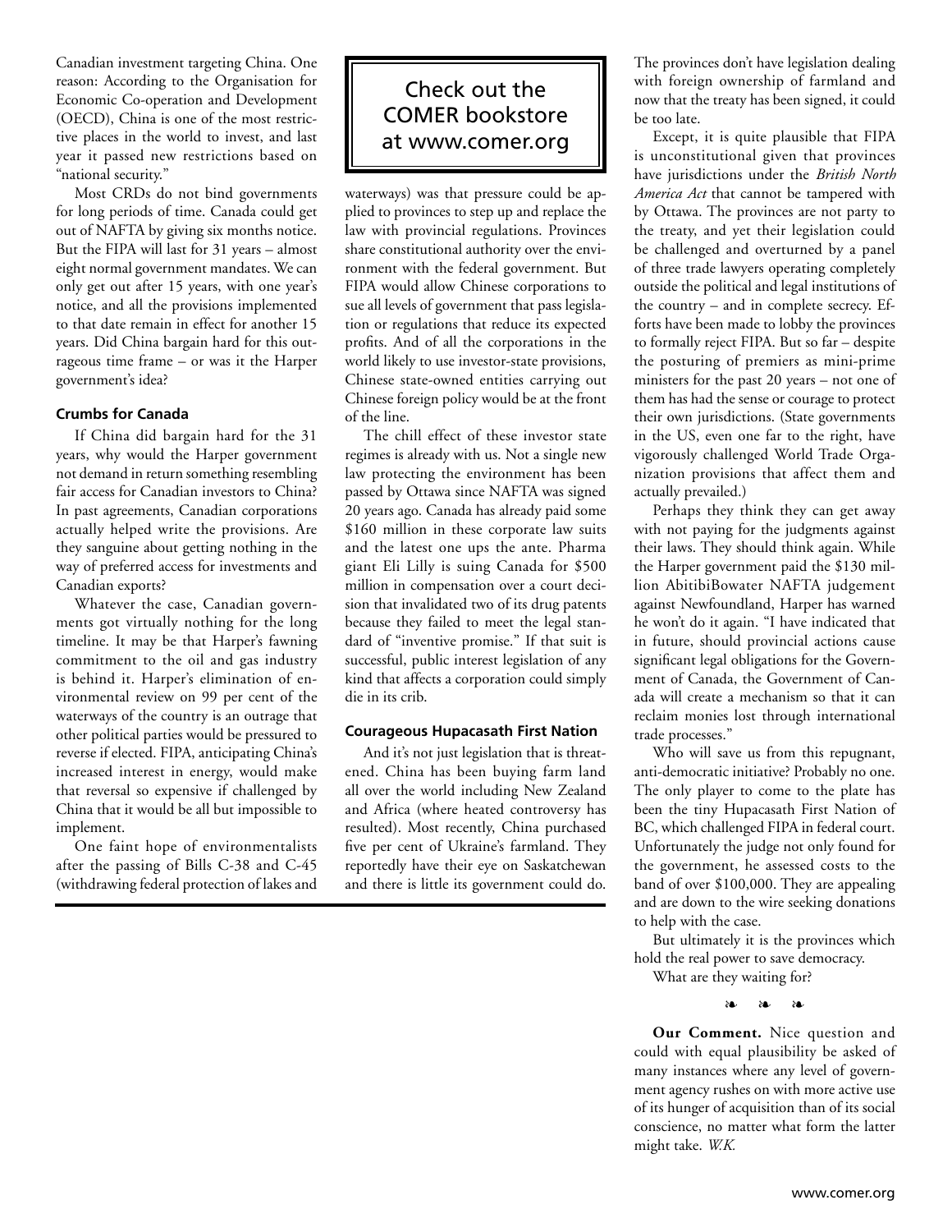Canadian investment targeting China. One reason: According to the Organisation for Economic Co-operation and Development (OECD), China is one of the most restrictive places in the world to invest, and last year it passed new restrictions based on "national security."

Most CRDs do not bind governments for long periods of time. Canada could get out of NAFTA by giving six months notice. But the FIPA will last for 31 years – almost eight normal government mandates. We can only get out after 15 years, with one year's notice, and all the provisions implemented to that date remain in effect for another 15 years. Did China bargain hard for this outrageous time frame – or was it the Harper government's idea?

### Crumbs for Canada

If China did bargain hard for the 31 years, why would the Harper government not demand in return something resembling fair access for Canadian investors to China? In past agreements, Canadian corporations actually helped write the provisions. Are they sanguine about getting nothing in the way of preferred access for investments and Canadian exports?

Whatever the case, Canadian governments got virtually nothing for the long timeline. It may be that Harper's fawning commitment to the oil and gas industry is behind it. Harper's elimination of environmental review on 99 per cent of the waterways of the country is an outrage that other political parties would be pressured to reverse if elected. FIPA, anticipating China's increased interest in energy, would make that reversal so expensive if challenged by China that it would be all but impossible to implement.

One faint hope of environmentalists after the passing of Bills C-38 and C-45 (withdrawing federal protection of lakes and waterways) was that pressure could be applied to provinces to step up and replace the law with provincial regulations. Provinces share constitutional authority over the environment with the federal government. But FIPA would allow Chinese corporations to sue all levels of government that pass legislation or regulations that reduce its expected profits. And of all the corporations in the world likely to use investor-state provisions, Chinese state-owned entities carrying out Chinese foreign policy would be at the front of the line.

The chill effect of these investor state regimes is already with us. Not a single new law protecting the environment has been passed by Ottawa since NAFTA was signed 20 years ago. Canada has already paid some $160 million in these corporate law suits and the latest one ups the ante. Pharma giant Eli Lilly is suing Canada for $500 million in compensation over a court decision that invalidated two of its drug patents because they failed to meet the legal standard of "inventive promise." If that suit is successful, public interest legislation of any kind that affects a corporation could simply die in its crib.

### Courageous Hupacasath First Nation

And it's not just legislation that is threatened. China has been buying farm land all over the world including New Zealand and Africa (where heated controversy has resulted). Most recently, China purchased five per cent of Ukraine's farmland. They reportedly have their eye on Saskatchewan and there is little its government could do.

Check out the COMER bookstore at www.comer.org

The provinces don't have legislation dealing with foreign ownership of farmland and now that the treaty has been signed, it could be too late.

Except, it is quite plausible that FIPA is unconstitutional given that provinces have jurisdictions under the *British North America Act* that cannot be tampered with by Ottawa. The provinces are not party to the treaty, and yet their legislation could be challenged and overturned by a panel of three trade lawyers operating completely outside the political and legal institutions of the country – and in complete secrecy. Efforts have been made to lobby the provinces to formally reject FIPA. But so far – despite the posturing of premiers as mini-prime ministers for the past 20 years – not one of them has had the sense or courage to protect their own jurisdictions. (State governments in the US, even one far to the right, have vigorously challenged World Trade Organization provisions that affect them and actually prevailed.)

Perhaps they think they can get away with not paying for the judgments against their laws. They should think again. While the Harper government paid the $130 million AbitibiBowater NAFTA judgement against Newfoundland, Harper has warned he won't do it again. "I have indicated that in future, should provincial actions cause significant legal obligations for the Government of Canada, the Government of Canada will create a mechanism so that it can reclaim monies lost through international trade processes."

Who will save us from this repugnant, anti-democratic initiative? Probably no one. The only player to come to the plate has been the tiny Hupacasath First Nation of BC, which challenged FIPA in federal court. Unfortunately the judge not only found for the government, he assessed costs to the band of over $100,000. They are appealing and are down to the wire seeking donations to help with the case.

But ultimately it is the provinces which hold the real power to save democracy.

What are they waiting for?

❧ ❧ ❧

**Our Comment.** Nice question and could with equal plausibility be asked of many instances where any level of government agency rushes on with more active use of its hunger of acquisition than of its social conscience, no matter what form the latter might take. *W.K.*